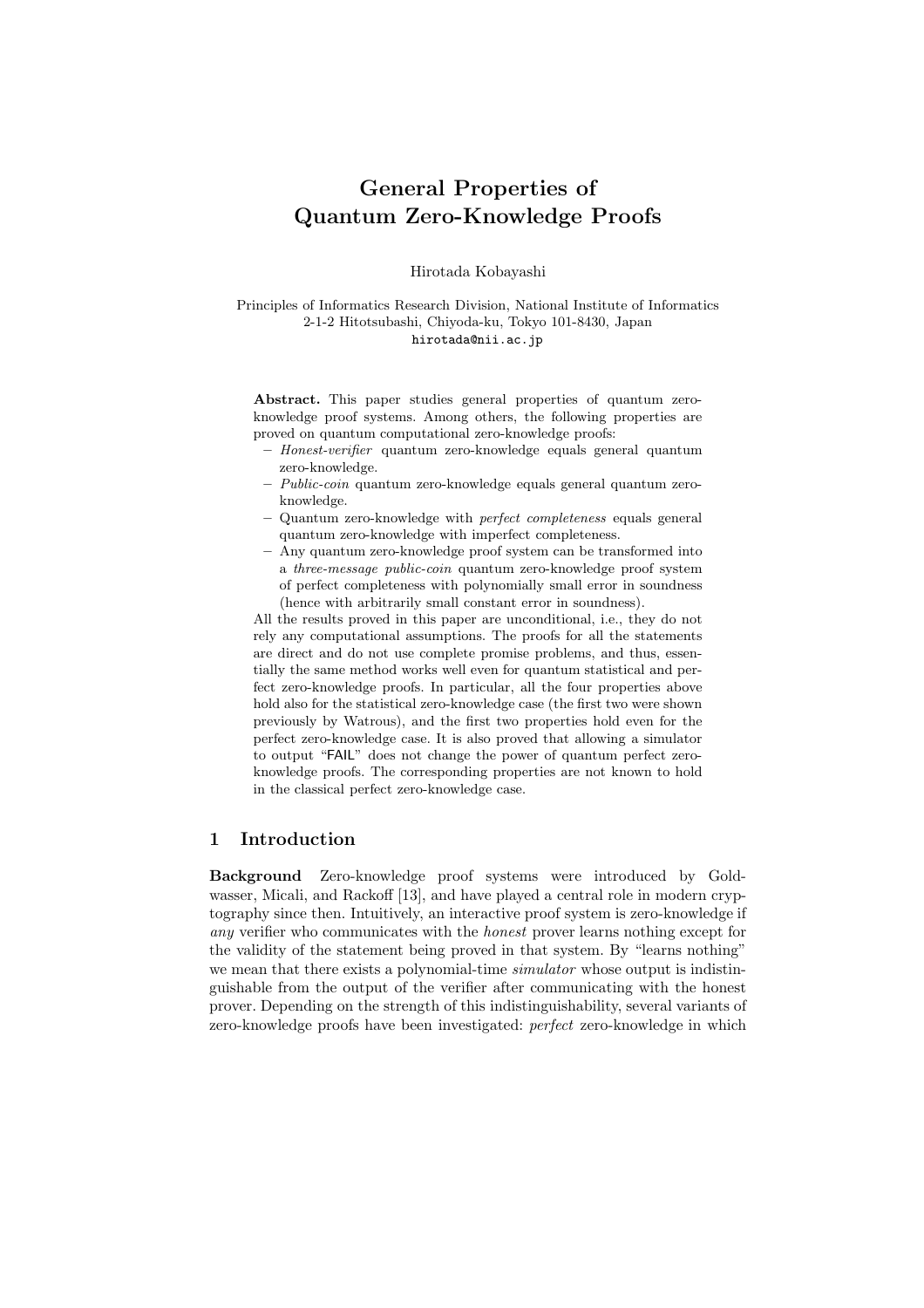# General Properties of Quantum Zero-Knowledge Proofs

Hirotada Kobayashi

Principles of Informatics Research Division, National Institute of Informatics
2-1-2 Hitotsubashi, Chiyoda-ku, Tokyo 101-8430, Japan
hirotada@nii.ac.jp

**Abstract.** This paper studies general properties of quantum zero-knowledge proof systems. Among others, the following properties are proved on quantum computational zero-knowledge proofs:

- *Honest-verifier* quantum zero-knowledge equals general quantum zero-knowledge.
- *Public-coin* quantum zero-knowledge equals general quantum zero-knowledge.
- Quantum zero-knowledge with *perfect completeness* equals general quantum zero-knowledge with imperfect completeness.
- Any quantum zero-knowledge proof system can be transformed into a *three-message public-coin* quantum zero-knowledge proof system of perfect completeness with polynomially small error in soundness (hence with arbitrarily small constant error in soundness).

All the results proved in this paper are unconditional, i.e., they do not rely any computational assumptions. The proofs for all the statements are direct and do not use complete promise problems, and thus, essentially the same method works well even for quantum statistical and perfect zero-knowledge proofs. In particular, all the four properties above hold also for the statistical zero-knowledge case (the first two were shown previously by Watrous), and the first two properties hold even for the perfect zero-knowledge case. It is also proved that allowing a simulator to output "FAIL" does not change the power of quantum perfect zero-knowledge proofs. The corresponding properties are not known to hold in the classical perfect zero-knowledge case.

## 1 Introduction

**Background** Zero-knowledge proof systems were introduced by Goldwasser, Micali, and Rackoff [13], and have played a central role in modern cryptography since then. Intuitively, an interactive proof system is zero-knowledge if *any* verifier who communicates with the *honest* prover learns nothing except for the validity of the statement being proved in that system. By "learns nothing" we mean that there exists a polynomial-time *simulator* whose output is indistinguishable from the output of the verifier after communicating with the honest prover. Depending on the strength of this indistinguishability, several variants of zero-knowledge proofs have been investigated: *perfect* zero-knowledge in which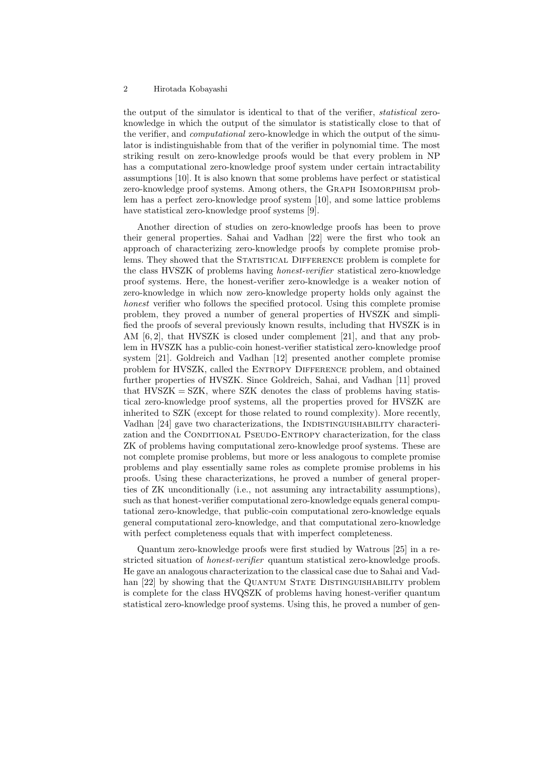the output of the simulator is identical to that of the verifier, *statistical* zero-knowledge in which the output of the simulator is statistically close to that of the verifier, and *computational* zero-knowledge in which the output of the simulator is indistinguishable from that of the verifier in polynomial time. The most striking result on zero-knowledge proofs would be that every problem in NP has a computational zero-knowledge proof system under certain intractability assumptions [10]. It is also known that some problems have perfect or statistical zero-knowledge proof systems. Among others, the Graph Isomorphism problem has a perfect zero-knowledge proof system [10], and some lattice problems have statistical zero-knowledge proof systems [9].

Another direction of studies on zero-knowledge proofs has been to prove their general properties. Sahai and Vadhan [22] were the first who took an approach of characterizing zero-knowledge proofs by complete promise problems. They showed that the Statistical Difference problem is complete for the class HVSZK of problems having *honest-verifier* statistical zero-knowledge proof systems. Here, the honest-verifier zero-knowledge is a weaker notion of zero-knowledge in which now zero-knowledge property holds only against the *honest* verifier who follows the specified protocol. Using this complete promise problem, they proved a number of general properties of HVSZK and simplified the proofs of several previously known results, including that HVSZK is in AM [6, 2], that HVSZK is closed under complement [21], and that any problem in HVSZK has a public-coin honest-verifier statistical zero-knowledge proof system [21]. Goldreich and Vadhan [12] presented another complete promise problem for HVSZK, called the Entropy Difference problem, and obtained further properties of HVSZK. Since Goldreich, Sahai, and Vadhan [11] proved that HVSZK = SZK, where SZK denotes the class of problems having statistical zero-knowledge proof systems, all the properties proved for HVSZK are inherited to SZK (except for those related to round complexity). More recently, Vadhan [24] gave two characterizations, the Indistinguishability characterization and the Conditional Pseudo-Entropy characterization, for the class ZK of problems having computational zero-knowledge proof systems. These are not complete promise problems, but more or less analogous to complete promise problems and play essentially same roles as complete promise problems in his proofs. Using these characterizations, he proved a number of general properties of ZK unconditionally (i.e., not assuming any intractability assumptions), such as that honest-verifier computational zero-knowledge equals general computational zero-knowledge, that public-coin computational zero-knowledge equals general computational zero-knowledge, and that computational zero-knowledge with perfect completeness equals that with imperfect completeness.

Quantum zero-knowledge proofs were first studied by Watrous [25] in a restricted situation of *honest-verifier* quantum statistical zero-knowledge proofs. He gave an analogous characterization to the classical case due to Sahai and Vadhan [22] by showing that the Quantum State Distinguishability problem is complete for the class HVQSZK of problems having honest-verifier quantum statistical zero-knowledge proof systems. Using this, he proved a number of gen-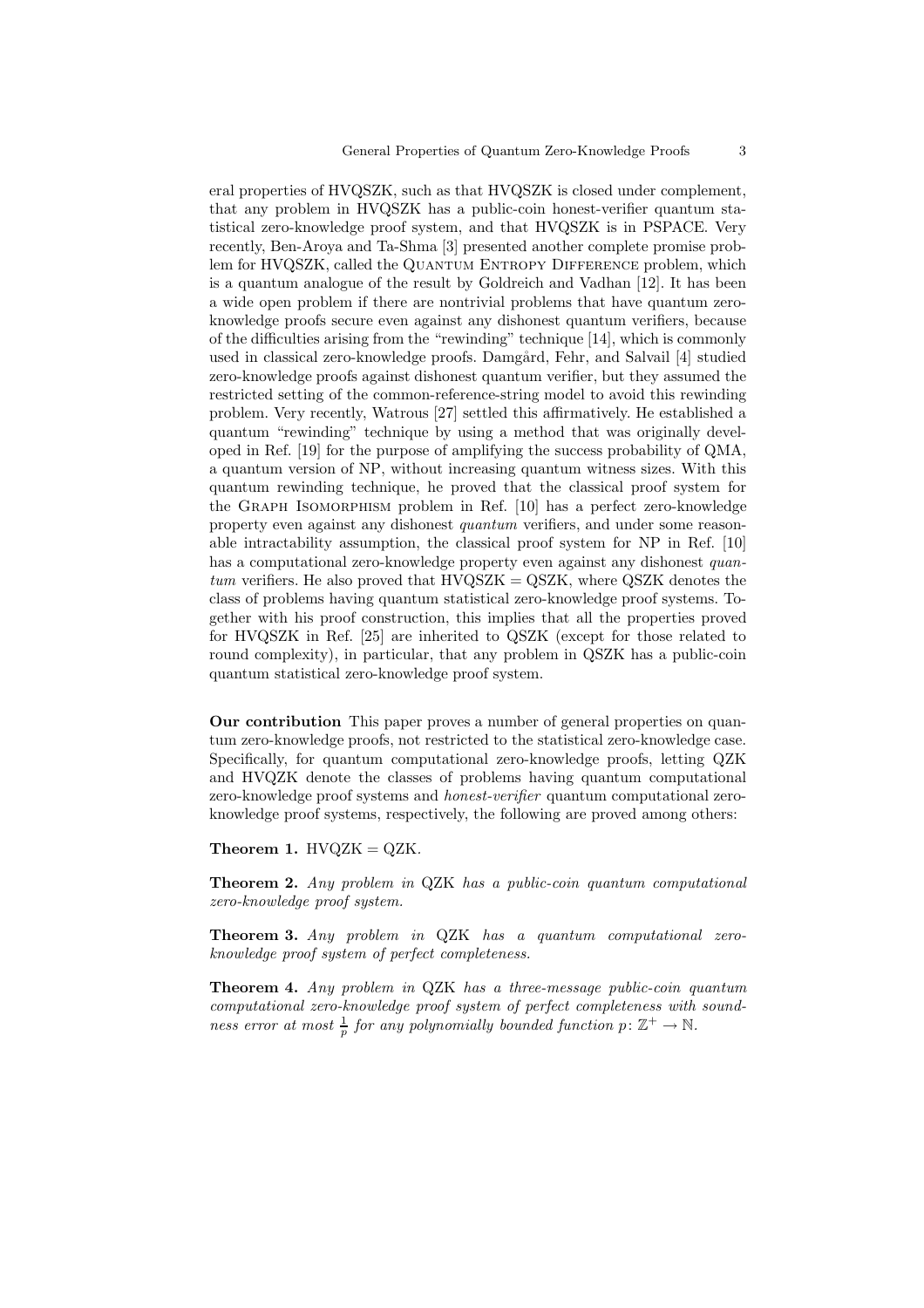eral properties of HVQSZK, such as that HVQSZK is closed under complement, that any problem in HVQSZK has a public-coin honest-verifier quantum statistical zero-knowledge proof system, and that HVQSZK is in PSPACE. Very recently, Ben-Aroya and Ta-Shma [3] presented another complete promise problem for HVQSZK, called the Quantum Entropy Difference problem, which is a quantum analogue of the result by Goldreich and Vadhan [12]. It has been a wide open problem if there are nontrivial problems that have quantum zero-knowledge proofs secure even against any dishonest quantum verifiers, because of the difficulties arising from the "rewinding" technique [14], which is commonly used in classical zero-knowledge proofs. Damgård, Fehr, and Salvail [4] studied zero-knowledge proofs against dishonest quantum verifier, but they assumed the restricted setting of the common-reference-string model to avoid this rewinding problem. Very recently, Watrous [27] settled this affirmatively. He established a quantum "rewinding" technique by using a method that was originally developed in Ref. [19] for the purpose of amplifying the success probability of QMA, a quantum version of NP, without increasing quantum witness sizes. With this quantum rewinding technique, he proved that the classical proof system for the Graph Isomorphism problem in Ref. [10] has a perfect zero-knowledge property even against any dishonest *quantum* verifiers, and under some reasonable intractability assumption, the classical proof system for NP in Ref. [10] has a computational zero-knowledge property even against any dishonest *quantum* verifiers. He also proved that HVQSZK = QSZK, where QSZK denotes the class of problems having quantum statistical zero-knowledge proof systems. Together with his proof construction, this implies that all the properties proved for HVQSZK in Ref. [25] are inherited to QSZK (except for those related to round complexity), in particular, that any problem in QSZK has a public-coin quantum statistical zero-knowledge proof system.

**Our contribution** This paper proves a number of general properties on quantum zero-knowledge proofs, not restricted to the statistical zero-knowledge case. Specifically, for quantum computational zero-knowledge proofs, letting QZK and HVQZK denote the classes of problems having quantum computational zero-knowledge proof systems and *honest-verifier* quantum computational zero-knowledge proof systems, respectively, the following are proved among others:

**Theorem 1.** HVQZK = QZK.

**Theorem 2.** *Any problem in* QZK *has a public-coin quantum computational zero-knowledge proof system.*

**Theorem 3.** *Any problem in* QZK *has a quantum computational zero-knowledge proof system of perfect completeness.*

**Theorem 4.** *Any problem in* QZK *has a three-message public-coin quantum computational zero-knowledge proof system of perfect completeness with soundness error at most* $\frac{1}{p}$ *for any polynomially bounded function* $p\colon \mathbb{Z}^+ \to \mathbb{N}$.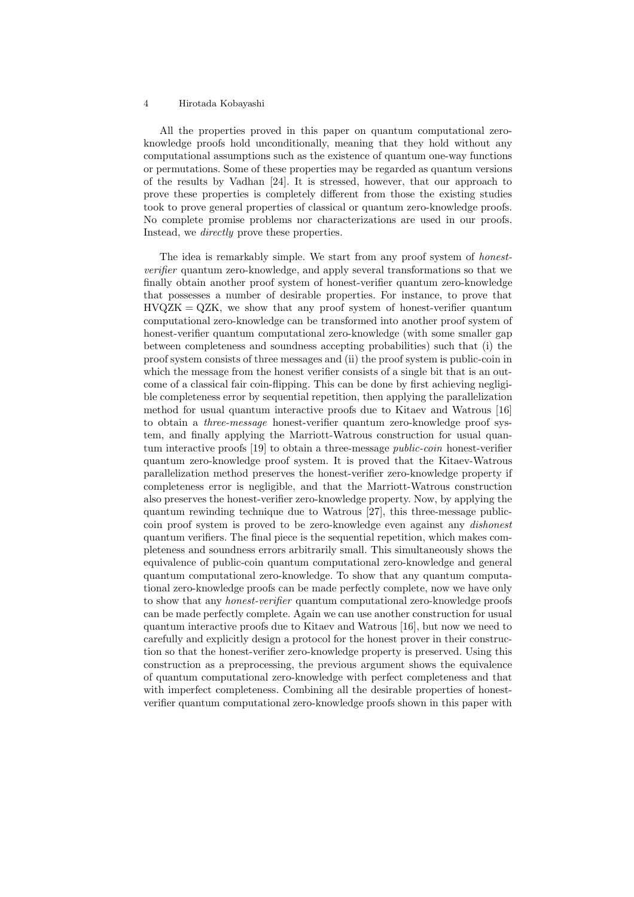All the properties proved in this paper on quantum computational zero-knowledge proofs hold unconditionally, meaning that they hold without any computational assumptions such as the existence of quantum one-way functions or permutations. Some of these properties may be regarded as quantum versions of the results by Vadhan [24]. It is stressed, however, that our approach to prove these properties is completely different from those the existing studies took to prove general properties of classical or quantum zero-knowledge proofs. No complete promise problems nor characterizations are used in our proofs. Instead, we *directly* prove these properties.

The idea is remarkably simple. We start from any proof system of *honest-verifier* quantum zero-knowledge, and apply several transformations so that we finally obtain another proof system of honest-verifier quantum zero-knowledge that possesses a number of desirable properties. For instance, to prove that HVQZK = QZK, we show that any proof system of honest-verifier quantum computational zero-knowledge can be transformed into another proof system of honest-verifier quantum computational zero-knowledge (with some smaller gap between completeness and soundness accepting probabilities) such that (i) the proof system consists of three messages and (ii) the proof system is public-coin in which the message from the honest verifier consists of a single bit that is an outcome of a classical fair coin-flipping. This can be done by first achieving negligible completeness error by sequential repetition, then applying the parallelization method for usual quantum interactive proofs due to Kitaev and Watrous [16] to obtain a *three-message* honest-verifier quantum zero-knowledge proof system, and finally applying the Marriott-Watrous construction for usual quantum interactive proofs [19] to obtain a three-message *public-coin* honest-verifier quantum zero-knowledge proof system. It is proved that the Kitaev-Watrous parallelization method preserves the honest-verifier zero-knowledge property if completeness error is negligible, and that the Marriott-Watrous construction also preserves the honest-verifier zero-knowledge property. Now, by applying the quantum rewinding technique due to Watrous [27], this three-message public-coin proof system is proved to be zero-knowledge even against any *dishonest* quantum verifiers. The final piece is the sequential repetition, which makes completeness and soundness errors arbitrarily small. This simultaneously shows the equivalence of public-coin quantum computational zero-knowledge and general quantum computational zero-knowledge. To show that any quantum computational zero-knowledge proofs can be made perfectly complete, now we have only to show that any *honest-verifier* quantum computational zero-knowledge proofs can be made perfectly complete. Again we can use another construction for usual quantum interactive proofs due to Kitaev and Watrous [16], but now we need to carefully and explicitly design a protocol for the honest prover in their construction so that the honest-verifier zero-knowledge property is preserved. Using this construction as a preprocessing, the previous argument shows the equivalence of quantum computational zero-knowledge with perfect completeness and that with imperfect completeness. Combining all the desirable properties of honest-verifier quantum computational zero-knowledge proofs shown in this paper with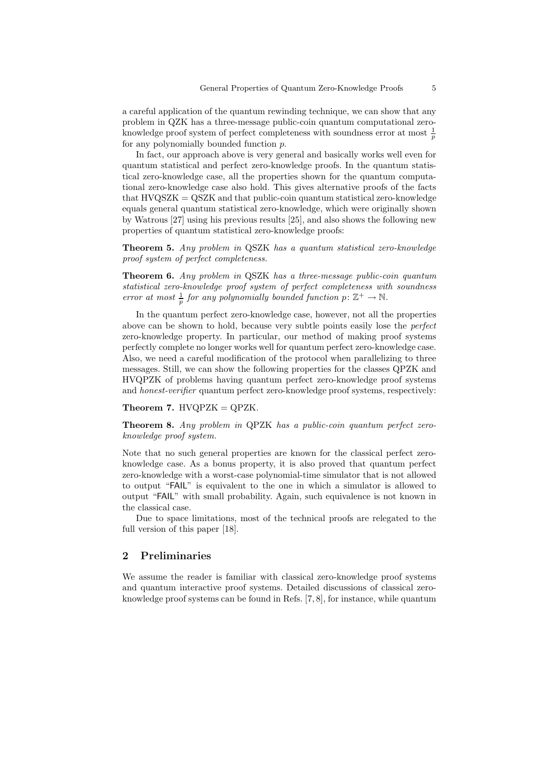a careful application of the quantum rewinding technique, we can show that any problem in QZK has a three-message public-coin quantum computational zero-knowledge proof system of perfect completeness with soundness error at most $\frac{1}{p}$ for any polynomially bounded function $p$.

In fact, our approach above is very general and basically works well even for quantum statistical and perfect zero-knowledge proofs. In the quantum statistical zero-knowledge case, all the properties shown for the quantum computational zero-knowledge case also hold. This gives alternative proofs of the facts that HVQSZK = QSZK and that public-coin quantum statistical zero-knowledge equals general quantum statistical zero-knowledge, which were originally shown by Watrous [27] using his previous results [25], and also shows the following new properties of quantum statistical zero-knowledge proofs:

**Theorem 5.** *Any problem in* QSZK *has a quantum statistical zero-knowledge proof system of perfect completeness.*

**Theorem 6.** *Any problem in* QSZK *has a three-message public-coin quantum statistical zero-knowledge proof system of perfect completeness with soundness error at most $\frac{1}{p}$ for any polynomially bounded function $p\colon \mathbb{Z}^+ \rightarrow \mathbb{N}$.*

In the quantum perfect zero-knowledge case, however, not all the properties above can be shown to hold, because very subtle points easily lose the *perfect* zero-knowledge property. In particular, our method of making proof systems perfectly complete no longer works well for quantum perfect zero-knowledge case. Also, we need a careful modification of the protocol when parallelizing to three messages. Still, we can show the following properties for the classes QPZK and HVQPZK of problems having quantum perfect zero-knowledge proof systems and *honest-verifier* quantum perfect zero-knowledge proof systems, respectively:

**Theorem 7.** HVQPZK = QPZK.

**Theorem 8.** *Any problem in* QPZK *has a public-coin quantum perfect zero-knowledge proof system.*

Note that no such general properties are known for the classical perfect zero-knowledge case. As a bonus property, it is also proved that quantum perfect zero-knowledge with a worst-case polynomial-time simulator that is not allowed to output "FAIL" is equivalent to the one in which a simulator is allowed to output "FAIL" with small probability. Again, such equivalence is not known in the classical case.

Due to space limitations, most of the technical proofs are relegated to the full version of this paper [18].

## 2 Preliminaries

We assume the reader is familiar with classical zero-knowledge proof systems and quantum interactive proof systems. Detailed discussions of classical zero-knowledge proof systems can be found in Refs. [7, 8], for instance, while quantum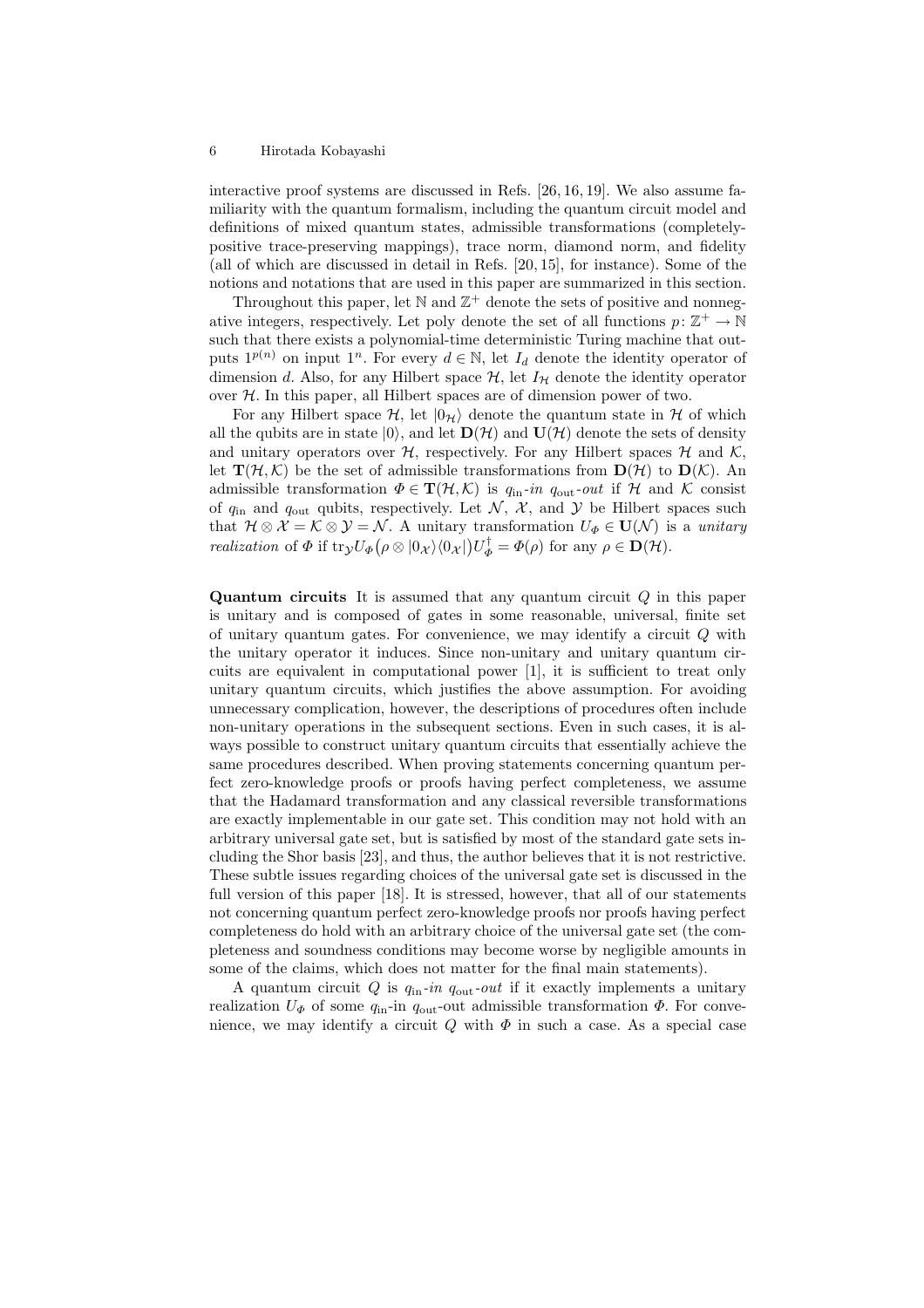interactive proof systems are discussed in Refs. [26, 16, 19]. We also assume familiarity with the quantum formalism, including the quantum circuit model and definitions of mixed quantum states, admissible transformations (completely-positive trace-preserving mappings), trace norm, diamond norm, and fidelity (all of which are discussed in detail in Refs. [20, 15], for instance). Some of the notions and notations that are used in this paper are summarized in this section.

Throughout this paper, let $\mathbb{N}$ and $\mathbb{Z}^+$ denote the sets of positive and nonnegative integers, respectively. Let poly denote the set of all functions $p \colon \mathbb{Z}^+ \to \mathbb{N}$ such that there exists a polynomial-time deterministic Turing machine that outputs $1^{p(n)}$ on input $1^n$. For every $d \in \mathbb{N}$, let $I_d$ denote the identity operator of dimension $d$. Also, for any Hilbert space $\mathcal{H}$, let $I_{\mathcal{H}}$ denote the identity operator over $\mathcal{H}$. In this paper, all Hilbert spaces are of dimension power of two.

For any Hilbert space $\mathcal{H}$, let $|0_{\mathcal{H}}\rangle$ denote the quantum state in $\mathcal{H}$ of which all the qubits are in state $|0\rangle$, and let $\mathbf{D}(\mathcal{H})$ and $\mathbf{U}(\mathcal{H})$ denote the sets of density and unitary operators over $\mathcal{H}$, respectively. For any Hilbert spaces $\mathcal{H}$ and $\mathcal{K}$, let $\mathbf{T}(\mathcal{H}, \mathcal{K})$ be the set of admissible transformations from $\mathbf{D}(\mathcal{H})$ to $\mathbf{D}(\mathcal{K})$. An admissible transformation $\Phi \in \mathbf{T}(\mathcal{H}, \mathcal{K})$ is $q_{\mathrm{in}}$*-in* $q_{\mathrm{out}}$*-out* if $\mathcal{H}$ and $\mathcal{K}$ consist of $q_{\mathrm{in}}$ and $q_{\mathrm{out}}$ qubits, respectively. Let $\mathcal{N}$, $\mathcal{X}$, and $\mathcal{Y}$ be Hilbert spaces such that $\mathcal{H} \otimes \mathcal{X} = \mathcal{K} \otimes \mathcal{Y} = \mathcal{N}$. A unitary transformation $U_\Phi \in \mathbf{U}(\mathcal{N})$ is a *unitary realization* of $\Phi$ if $\mathrm{tr}_{\mathcal{Y}} U_\Phi \big(\rho \otimes |0_{\mathcal{X}}\rangle\langle 0_{\mathcal{X}}|\big) U_\Phi^\dagger = \Phi(\rho)$ for any $\rho \in \mathbf{D}(\mathcal{H})$.

**Quantum circuits** It is assumed that any quantum circuit $Q$ in this paper is unitary and is composed of gates in some reasonable, universal, finite set of unitary quantum gates. For convenience, we may identify a circuit $Q$ with the unitary operator it induces. Since non-unitary and unitary quantum circuits are equivalent in computational power [1], it is sufficient to treat only unitary quantum circuits, which justifies the above assumption. For avoiding unnecessary complication, however, the descriptions of procedures often include non-unitary operations in the subsequent sections. Even in such cases, it is always possible to construct unitary quantum circuits that essentially achieve the same procedures described. When proving statements concerning quantum perfect zero-knowledge proofs or proofs having perfect completeness, we assume that the Hadamard transformation and any classical reversible transformations are exactly implementable in our gate set. This condition may not hold with an arbitrary universal gate set, but is satisfied by most of the standard gate sets including the Shor basis [23], and thus, the author believes that it is not restrictive. These subtle issues regarding choices of the universal gate set is discussed in the full version of this paper [18]. It is stressed, however, that all of our statements not concerning quantum perfect zero-knowledge proofs nor proofs having perfect completeness do hold with an arbitrary choice of the universal gate set (the completeness and soundness conditions may become worse by negligible amounts in some of the claims, which does not matter for the final main statements).

A quantum circuit $Q$ is $q_{\mathrm{in}}$*-in* $q_{\mathrm{out}}$*-out* if it exactly implements a unitary realization $U_\Phi$ of some $q_{\mathrm{in}}$-in $q_{\mathrm{out}}$-out admissible transformation $\Phi$. For convenience, we may identify a circuit $Q$ with $\Phi$ in such a case. As a special case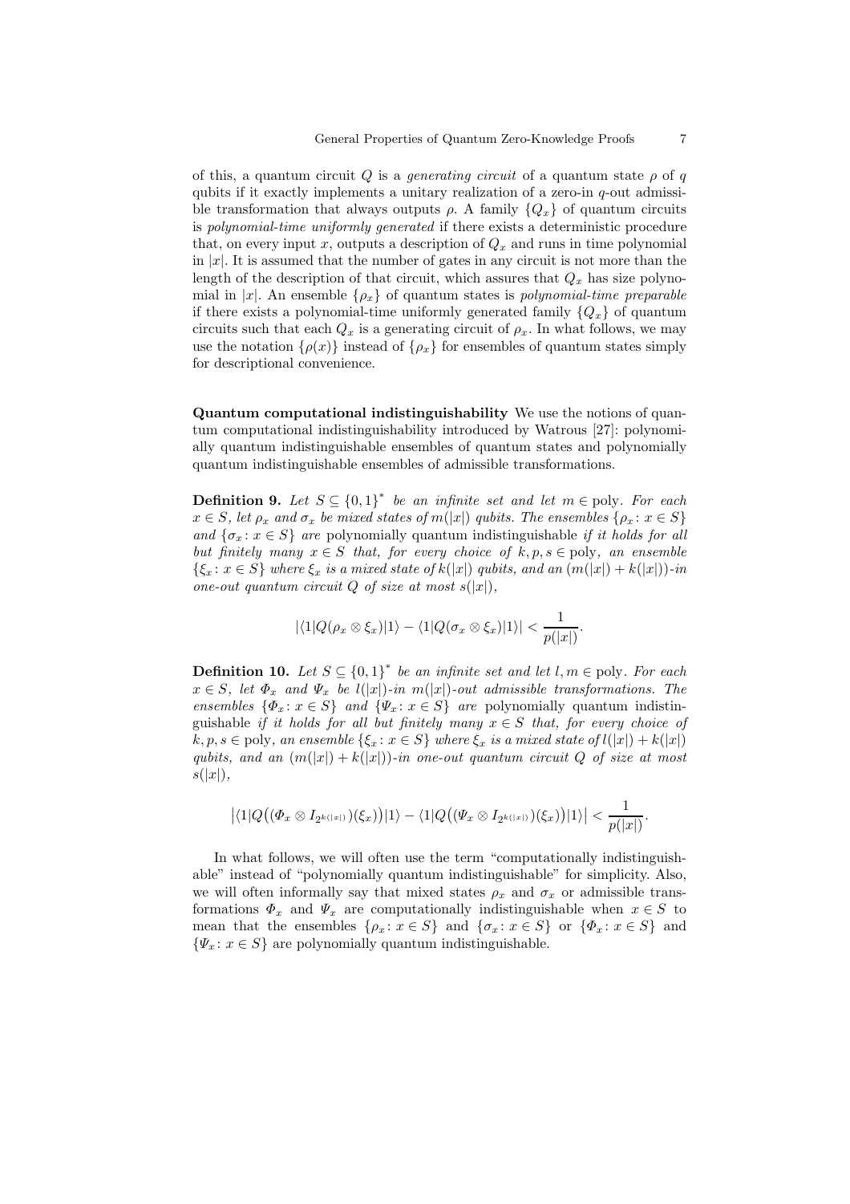of this, a quantum circuit $Q$ is a *generating circuit* of a quantum state $\rho$ of $q$ qubits if it exactly implements a unitary realization of a zero-in $q$-out admissible transformation that always outputs $\rho$. A family $\{Q_x\}$ of quantum circuits is *polynomial-time uniformly generated* if there exists a deterministic procedure that, on every input $x$, outputs a description of $Q_x$ and runs in time polynomial in $|x|$. It is assumed that the number of gates in any circuit is not more than the length of the description of that circuit, which assures that $Q_x$ has size polynomial in $|x|$. An ensemble $\{\rho_x\}$ of quantum states is *polynomial-time preparable* if there exists a polynomial-time uniformly generated family $\{Q_x\}$ of quantum circuits such that each $Q_x$ is a generating circuit of $\rho_x$. In what follows, we may use the notation $\{\rho(x)\}$ instead of $\{\rho_x\}$ for ensembles of quantum states simply for descriptional convenience.

**Quantum computational indistinguishability** We use the notions of quantum computational indistinguishability introduced by Watrous [27]: polynomially quantum indistinguishable ensembles of quantum states and polynomially quantum indistinguishable ensembles of admissible transformations.

**Definition 9.** *Let $S \subseteq \{0,1\}^*$ be an infinite set and let $m \in \mathrm{poly}$. For each $x \in S$, let $\rho_x$ and $\sigma_x$ be mixed states of $m(|x|)$ qubits. The ensembles $\{\rho_x : x \in S\}$ and $\{\sigma_x : x \in S\}$ are* polynomially quantum indistinguishable *if it holds for all but finitely many $x \in S$ that, for every choice of $k, p, s \in \mathrm{poly}$, an ensemble $\{\xi_x : x \in S\}$ where $\xi_x$ is a mixed state of $k(|x|)$ qubits, and an $(m(|x|) + k(|x|))$-in one-out quantum circuit $Q$ of size at most $s(|x|)$,*

$$|\langle 1|Q(\rho_x \otimes \xi_x)|1\rangle - \langle 1|Q(\sigma_x \otimes \xi_x)|1\rangle| < \frac{1}{p(|x|)}.$$

**Definition 10.** *Let $S \subseteq \{0,1\}^*$ be an infinite set and let $l, m \in \mathrm{poly}$. For each $x \in S$, let $\Phi_x$ and $\Psi_x$ be $l(|x|)$-in $m(|x|)$-out admissible transformations. The ensembles $\{\Phi_x : x \in S\}$ and $\{\Psi_x : x \in S\}$ are* polynomially quantum indistinguishable *if it holds for all but finitely many $x \in S$ that, for every choice of $k, p, s \in \mathrm{poly}$, an ensemble $\{\xi_x : x \in S\}$ where $\xi_x$ is a mixed state of $l(|x|) + k(|x|)$ qubits, and an $(m(|x|) + k(|x|))$-in one-out quantum circuit $Q$ of size at most $s(|x|)$,*

$$\left|\langle 1|Q\big((\Phi_x \otimes I_{2^{k(|x|)}})(\xi_x)\big)|1\rangle - \langle 1|Q\big((\Psi_x \otimes I_{2^{k(|x|)}})(\xi_x)\big)|1\rangle\right| < \frac{1}{p(|x|)}.$$

In what follows, we will often use the term "computationally indistinguishable" instead of "polynomially quantum indistinguishable" for simplicity. Also, we will often informally say that mixed states $\rho_x$ and $\sigma_x$ or admissible transformations $\Phi_x$ and $\Psi_x$ are computationally indistinguishable when $x \in S$ to mean that the ensembles $\{\rho_x : x \in S\}$ and $\{\sigma_x : x \in S\}$ or $\{\Phi_x : x \in S\}$ and $\{\Psi_x : x \in S\}$ are polynomially quantum indistinguishable.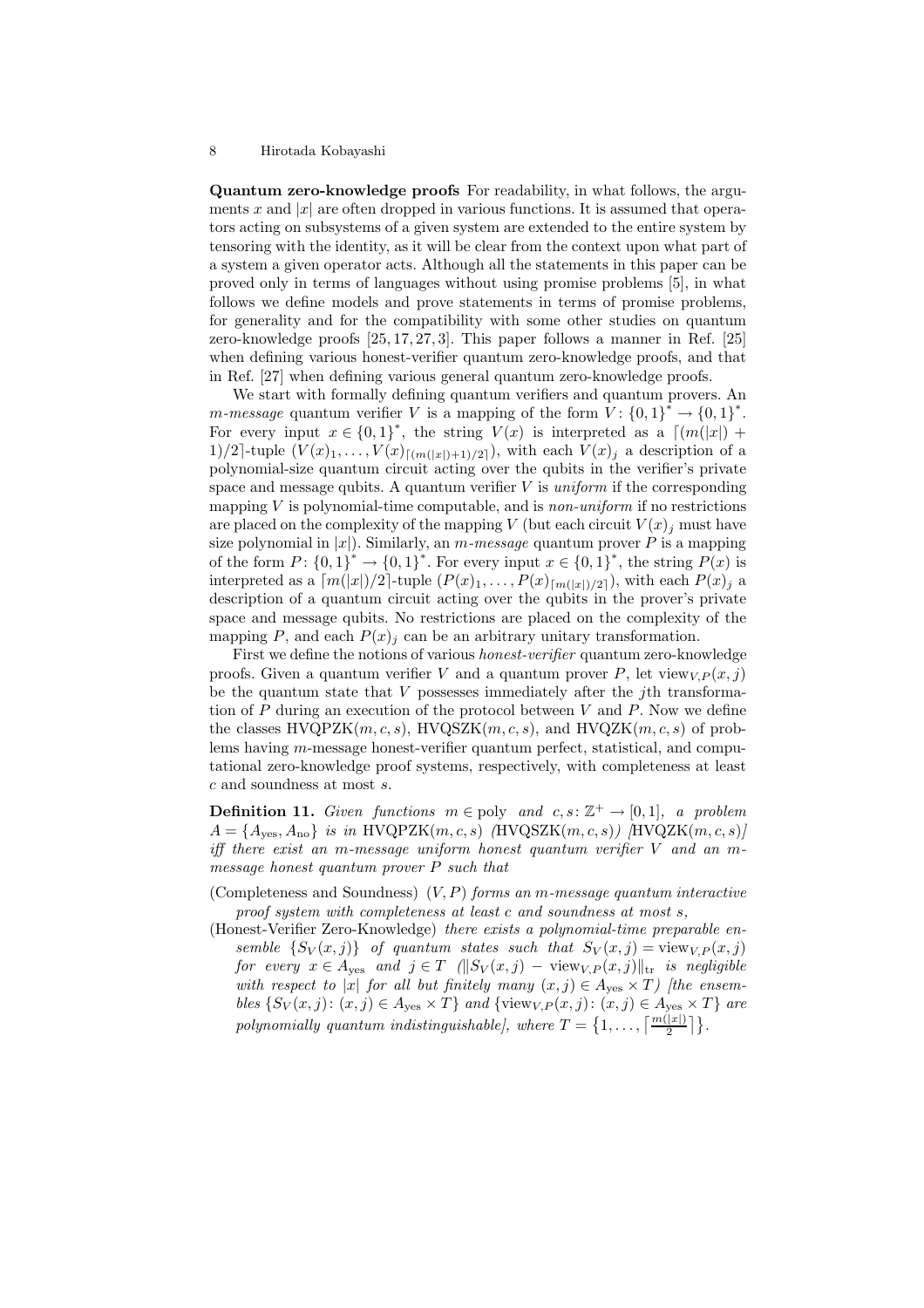**Quantum zero-knowledge proofs** For readability, in what follows, the arguments $x$ and $|x|$ are often dropped in various functions. It is assumed that operators acting on subsystems of a given system are extended to the entire system by tensoring with the identity, as it will be clear from the context upon what part of a system a given operator acts. Although all the statements in this paper can be proved only in terms of languages without using promise problems [5], in what follows we define models and prove statements in terms of promise problems, for generality and for the compatibility with some other studies on quantum zero-knowledge proofs [25, 17, 27, 3]. This paper follows a manner in Ref. [25] when defining various honest-verifier quantum zero-knowledge proofs, and that in Ref. [27] when defining various general quantum zero-knowledge proofs.

We start with formally defining quantum verifiers and quantum provers. An *$m$-message* quantum verifier $V$ is a mapping of the form $V: \{0,1\}^* \to \{0,1\}^*$. For every input $x \in \{0,1\}^*$, the string $V(x)$ is interpreted as a $\lceil (m(|x|) + 1)/2 \rceil$-tuple $(V(x)_1, \ldots, V(x)_{\lceil (m(|x|)+1)/2 \rceil})$, with each $V(x)_j$ a description of a polynomial-size quantum circuit acting over the qubits in the verifier's private space and message qubits. A quantum verifier $V$ is *uniform* if the corresponding mapping $V$ is polynomial-time computable, and is *non-uniform* if no restrictions are placed on the complexity of the mapping $V$ (but each circuit $V(x)_j$ must have size polynomial in $|x|$). Similarly, an *$m$-message* quantum prover $P$ is a mapping of the form $P: \{0,1\}^* \to \{0,1\}^*$. For every input $x \in \{0,1\}^*$, the string $P(x)$ is interpreted as a $\lceil m(|x|)/2 \rceil$-tuple $(P(x)_1, \ldots, P(x)_{\lceil m(|x|)/2 \rceil})$, with each $P(x)_j$ a description of a quantum circuit acting over the qubits in the prover's private space and message qubits. No restrictions are placed on the complexity of the mapping $P$, and each $P(x)_j$ can be an arbitrary unitary transformation.

First we define the notions of various *honest-verifier* quantum zero-knowledge proofs. Given a quantum verifier $V$ and a quantum prover $P$, let $\mathrm{view}_{V,P}(x, j)$ be the quantum state that $V$ possesses immediately after the $j$th transformation of $P$ during an execution of the protocol between $V$ and $P$. Now we define the classes $\mathrm{HVQPZK}(m, c, s)$, $\mathrm{HVQSZK}(m, c, s)$, and $\mathrm{HVQZK}(m, c, s)$ of problems having $m$-message honest-verifier quantum perfect, statistical, and computational zero-knowledge proof systems, respectively, with completeness at least $c$ and soundness at most $s$.

**Definition 11.** *Given functions $m \in \mathrm{poly}$ and $c, s: \mathbb{Z}^+ \to [0, 1]$, a problem $A = \{A_{\mathrm{yes}}, A_{\mathrm{no}}\}$ is in $\mathrm{HVQPZK}(m, c, s)$ ($\mathrm{HVQSZK}(m, c, s)$) [$\mathrm{HVQZK}(m, c, s)$] iff there exist an $m$-message uniform honest quantum verifier $V$ and an $m$-message honest quantum prover $P$ such that*

(Completeness and Soundness) *$(V, P)$ forms an $m$-message quantum interactive proof system with completeness at least $c$ and soundness at most $s$,*

(Honest-Verifier Zero-Knowledge) *there exists a polynomial-time preparable ensemble $\{S_V(x, j)\}$ of quantum states such that $S_V(x, j) = \mathrm{view}_{V,P}(x, j)$ for every $x \in A_{\mathrm{yes}}$ and $j \in T$ ($\|S_V(x, j) - \mathrm{view}_{V,P}(x, j)\|_{\mathrm{tr}}$ is negligible with respect to $|x|$ for all but finitely many $(x, j) \in A_{\mathrm{yes}} \times T$) [the ensembles $\{S_V(x, j) : (x, j) \in A_{\mathrm{yes}} \times T\}$ and $\{\mathrm{view}_{V,P}(x, j) : (x, j) \in A_{\mathrm{yes}} \times T\}$ are polynomially quantum indistinguishable], where $T = \{1, \ldots, \lceil \frac{m(|x|)}{2} \rceil\}$.*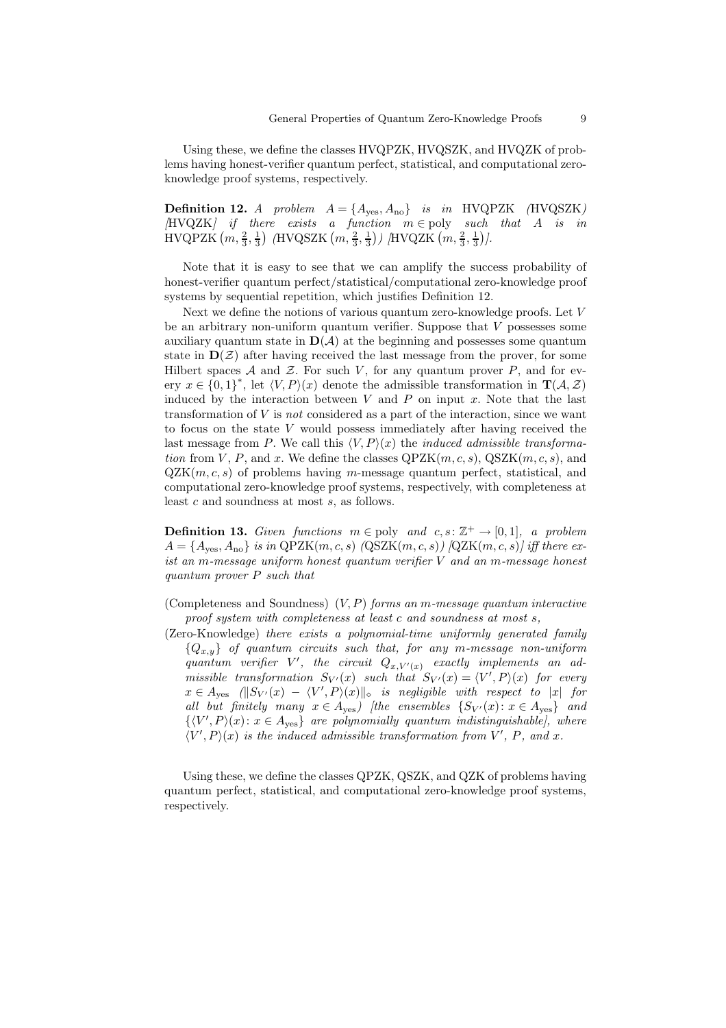Using these, we define the classes HVQPZK, HVQSZK, and HVQZK of problems having honest-verifier quantum perfect, statistical, and computational zero-knowledge proof systems, respectively.

**Definition 12.** *A problem $A = \{A_{\mathrm{yes}}, A_{\mathrm{no}}\}$ is in* HVQPZK *(*HVQSZK*) [*HVQZK*] if there exists a function $m \in \mathrm{poly}$ such that $A$ is in* $\mathrm{HVQPZK}\left(m, \frac{2}{3}, \frac{1}{3}\right)$ *(*$\mathrm{HVQSZK}\left(m, \frac{2}{3}, \frac{1}{3}\right)$*) [*$\mathrm{HVQZK}\left(m, \frac{2}{3}, \frac{1}{3}\right)$*].*

Note that it is easy to see that we can amplify the success probability of honest-verifier quantum perfect/statistical/computational zero-knowledge proof systems by sequential repetition, which justifies Definition 12.

Next we define the notions of various quantum zero-knowledge proofs. Let $V$ be an arbitrary non-uniform quantum verifier. Suppose that $V$ possesses some auxiliary quantum state in $\mathbf{D}(\mathcal{A})$ at the beginning and possesses some quantum state in $\mathbf{D}(\mathcal{Z})$ after having received the last message from the prover, for some Hilbert spaces $\mathcal{A}$ and $\mathcal{Z}$. For such $V$, for any quantum prover $P$, and for every $x \in \{0,1\}^*$, let $\langle V, P \rangle(x)$ denote the admissible transformation in $\mathbf{T}(\mathcal{A}, \mathcal{Z})$ induced by the interaction between $V$ and $P$ on input $x$. Note that the last transformation of $V$ is *not* considered as a part of the interaction, since we want to focus on the state $V$ would possess immediately after having received the last message from $P$. We call this $\langle V, P \rangle(x)$ the *induced admissible transformation* from $V$, $P$, and $x$. We define the classes $\mathrm{QPZK}(m,c,s)$, $\mathrm{QSZK}(m,c,s)$, and $\mathrm{QZK}(m,c,s)$ of problems having $m$-message quantum perfect, statistical, and computational zero-knowledge proof systems, respectively, with completeness at least $c$ and soundness at most $s$, as follows.

**Definition 13.** *Given functions $m \in \mathrm{poly}$ and $c, s \colon \mathbb{Z}^+ \to [0,1]$, a problem $A = \{A_{\mathrm{yes}}, A_{\mathrm{no}}\}$ is in $\mathrm{QPZK}(m,c,s)$ ($\mathrm{QSZK}(m,c,s)$) [$\mathrm{QZK}(m,c,s)$] iff there exist an $m$-message uniform honest quantum verifier $V$ and an $m$-message honest quantum prover $P$ such that*

(Completeness and Soundness) *$(V, P)$ forms an $m$-message quantum interactive proof system with completeness at least $c$ and soundness at most $s$,*

(Zero-Knowledge) *there exists a polynomial-time uniformly generated family $\{Q_{x,y}\}$ of quantum circuits such that, for any $m$-message non-uniform quantum verifier $V'$, the circuit $Q_{x,V'(x)}$ exactly implements an admissible transformation $S_{V'}(x)$ such that $S_{V'}(x) = \langle V', P \rangle(x)$ for every $x \in A_{\mathrm{yes}}$ ($\| S_{V'}(x) - \langle V', P \rangle(x) \|_\diamond$ is negligible with respect to $|x|$ for all but finitely many $x \in A_{\mathrm{yes}}$) [the ensembles $\{S_{V'}(x) \colon x \in A_{\mathrm{yes}}\}$ and $\{\langle V', P \rangle(x) \colon x \in A_{\mathrm{yes}}\}$ are polynomially quantum indistinguishable], where $\langle V', P \rangle(x)$ is the induced admissible transformation from $V'$, $P$, and $x$.*

Using these, we define the classes QPZK, QSZK, and QZK of problems having quantum perfect, statistical, and computational zero-knowledge proof systems, respectively.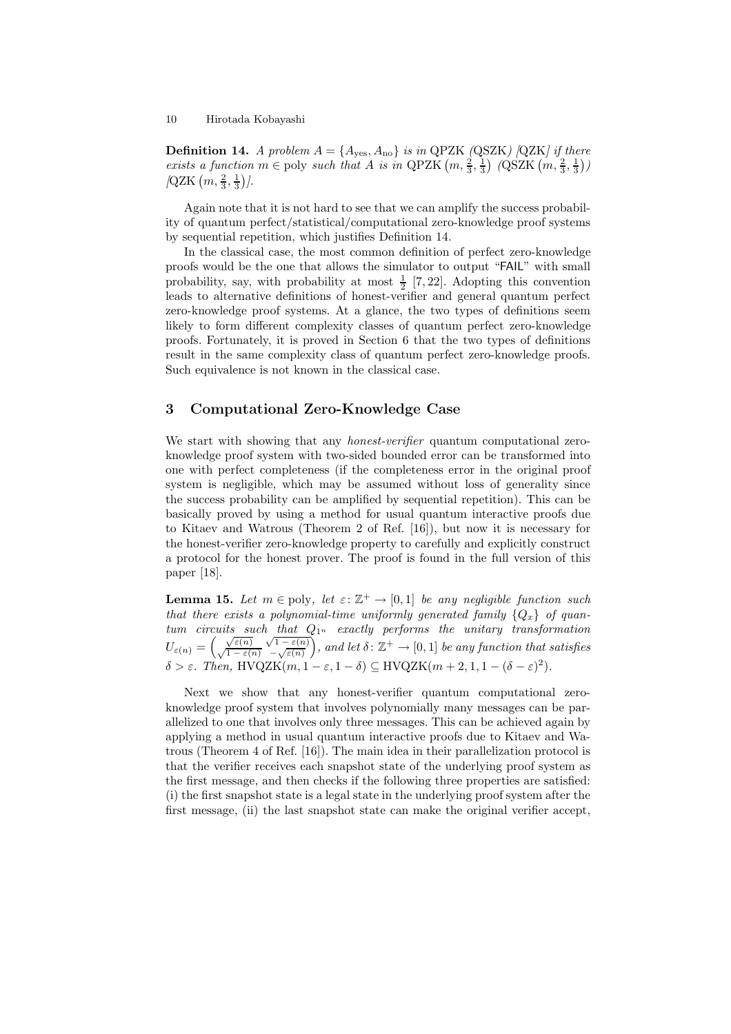**Definition 14.** *A problem $A = \{A_{\rm yes}, A_{\rm no}\}$ is in* QPZK *(*QSZK*) [*QZK*] if there exists a function $m \in \text{poly}$ such that $A$ is in* $\text{QPZK}\left(m, \frac{2}{3}, \frac{1}{3}\right)$ *(*$\text{QSZK}\left(m, \frac{2}{3}, \frac{1}{3}\right)$*) [*$\text{QZK}\left(m, \frac{2}{3}, \frac{1}{3}\right)$*].*

Again note that it is not hard to see that we can amplify the success probability of quantum perfect/statistical/computational zero-knowledge proof systems by sequential repetition, which justifies Definition 14.

In the classical case, the most common definition of perfect zero-knowledge proofs would be the one that allows the simulator to output "FAIL" with small probability, say, with probability at most $\frac{1}{2}$ [7, 22]. Adopting this convention leads to alternative definitions of honest-verifier and general quantum perfect zero-knowledge proof systems. At a glance, the two types of definitions seem likely to form different complexity classes of quantum perfect zero-knowledge proofs. Fortunately, it is proved in Section 6 that the two types of definitions result in the same complexity class of quantum perfect zero-knowledge proofs. Such equivalence is not known in the classical case.

## 3 Computational Zero-Knowledge Case

We start with showing that any *honest-verifier* quantum computational zero-knowledge proof system with two-sided bounded error can be transformed into one with perfect completeness (if the completeness error in the original proof system is negligible, which may be assumed without loss of generality since the success probability can be amplified by sequential repetition). This can be basically proved by using a method for usual quantum interactive proofs due to Kitaev and Watrous (Theorem 2 of Ref. [16]), but now it is necessary for the honest-verifier zero-knowledge property to carefully and explicitly construct a protocol for the honest prover. The proof is found in the full version of this paper [18].

**Lemma 15.** *Let $m \in \text{poly}$, let $\varepsilon \colon \mathbb{Z}^+ \to [0,1]$ be any negligible function such that there exists a polynomial-time uniformly generated family $\{Q_x\}$ of quantum circuits such that $Q_{1^n}$ exactly performs the unitary transformation $U_{\varepsilon(n)} = \begin{pmatrix} \sqrt{\varepsilon(n)} & \sqrt{1-\varepsilon(n)} \\ \sqrt{1-\varepsilon(n)} & -\sqrt{\varepsilon(n)} \end{pmatrix}$, and let $\delta \colon \mathbb{Z}^+ \to [0,1]$ be any function that satisfies $\delta > \varepsilon$. Then,* $\text{HVQZK}(m, 1-\varepsilon, 1-\delta) \subseteq \text{HVQZK}(m+2, 1, 1-(\delta-\varepsilon)^2)$.

Next we show that any honest-verifier quantum computational zero-knowledge proof system that involves polynomially many messages can be parallelized to one that involves only three messages. This can be achieved again by applying a method in usual quantum interactive proofs due to Kitaev and Watrous (Theorem 4 of Ref. [16]). The main idea in their parallelization protocol is that the verifier receives each snapshot state of the underlying proof system as the first message, and then checks if the following three properties are satisfied: (i) the first snapshot state is a legal state in the underlying proof system after the first message, (ii) the last snapshot state can make the original verifier accept,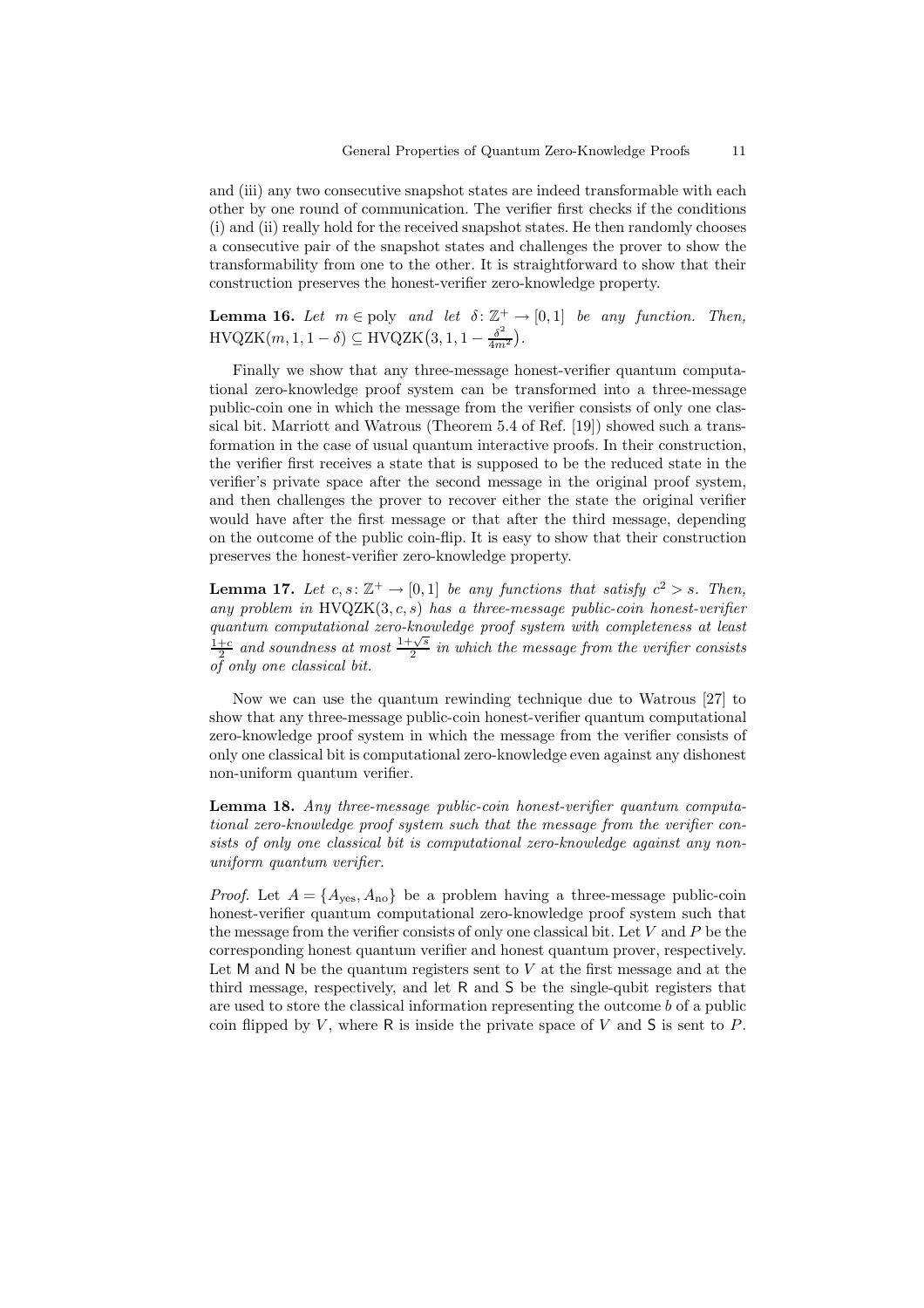and (iii) any two consecutive snapshot states are indeed transformable with each other by one round of communication. The verifier first checks if the conditions (i) and (ii) really hold for the received snapshot states. He then randomly chooses a consecutive pair of the snapshot states and challenges the prover to show the transformability from one to the other. It is straightforward to show that their construction preserves the honest-verifier zero-knowledge property.

**Lemma 16.** *Let $m \in \mathrm{poly}$ and let $\delta \colon \mathbb{Z}^+ \to [0,1]$ be any function. Then, $\mathrm{HVQZK}(m, 1, 1-\delta) \subseteq \mathrm{HVQZK}\big(3, 1, 1-\frac{\delta^2}{4m^2}\big)$.*

Finally we show that any three-message honest-verifier quantum computational zero-knowledge proof system can be transformed into a three-message public-coin one in which the message from the verifier consists of only one classical bit. Marriott and Watrous (Theorem 5.4 of Ref. [19]) showed such a transformation in the case of usual quantum interactive proofs. In their construction, the verifier first receives a state that is supposed to be the reduced state in the verifier's private space after the second message in the original proof system, and then challenges the prover to recover either the state the original verifier would have after the first message or that after the third message, depending on the outcome of the public coin-flip. It is easy to show that their construction preserves the honest-verifier zero-knowledge property.

**Lemma 17.** *Let $c, s \colon \mathbb{Z}^+ \to [0,1]$ be any functions that satisfy $c^2 > s$. Then, any problem in $\mathrm{HVQZK}(3, c, s)$ has a three-message public-coin honest-verifier quantum computational zero-knowledge proof system with completeness at least $\frac{1+c}{2}$ and soundness at most $\frac{1+\sqrt{s}}{2}$ in which the message from the verifier consists of only one classical bit.*

Now we can use the quantum rewinding technique due to Watrous [27] to show that any three-message public-coin honest-verifier quantum computational zero-knowledge proof system in which the message from the verifier consists of only one classical bit is computational zero-knowledge even against any dishonest non-uniform quantum verifier.

**Lemma 18.** *Any three-message public-coin honest-verifier quantum computational zero-knowledge proof system such that the message from the verifier consists of only one classical bit is computational zero-knowledge against any non-uniform quantum verifier.*

*Proof.* Let $A = \{A_{\mathrm{yes}}, A_{\mathrm{no}}\}$ be a problem having a three-message public-coin honest-verifier quantum computational zero-knowledge proof system such that the message from the verifier consists of only one classical bit. Let $V$ and $P$ be the corresponding honest quantum verifier and honest quantum prover, respectively. Let $\mathsf{M}$ and $\mathsf{N}$ be the quantum registers sent to $V$ at the first message and at the third message, respectively, and let $\mathsf{R}$ and $\mathsf{S}$ be the single-qubit registers that are used to store the classical information representing the outcome $b$ of a public coin flipped by $V$, where $\mathsf{R}$ is inside the private space of $V$ and $\mathsf{S}$ is sent to $P$.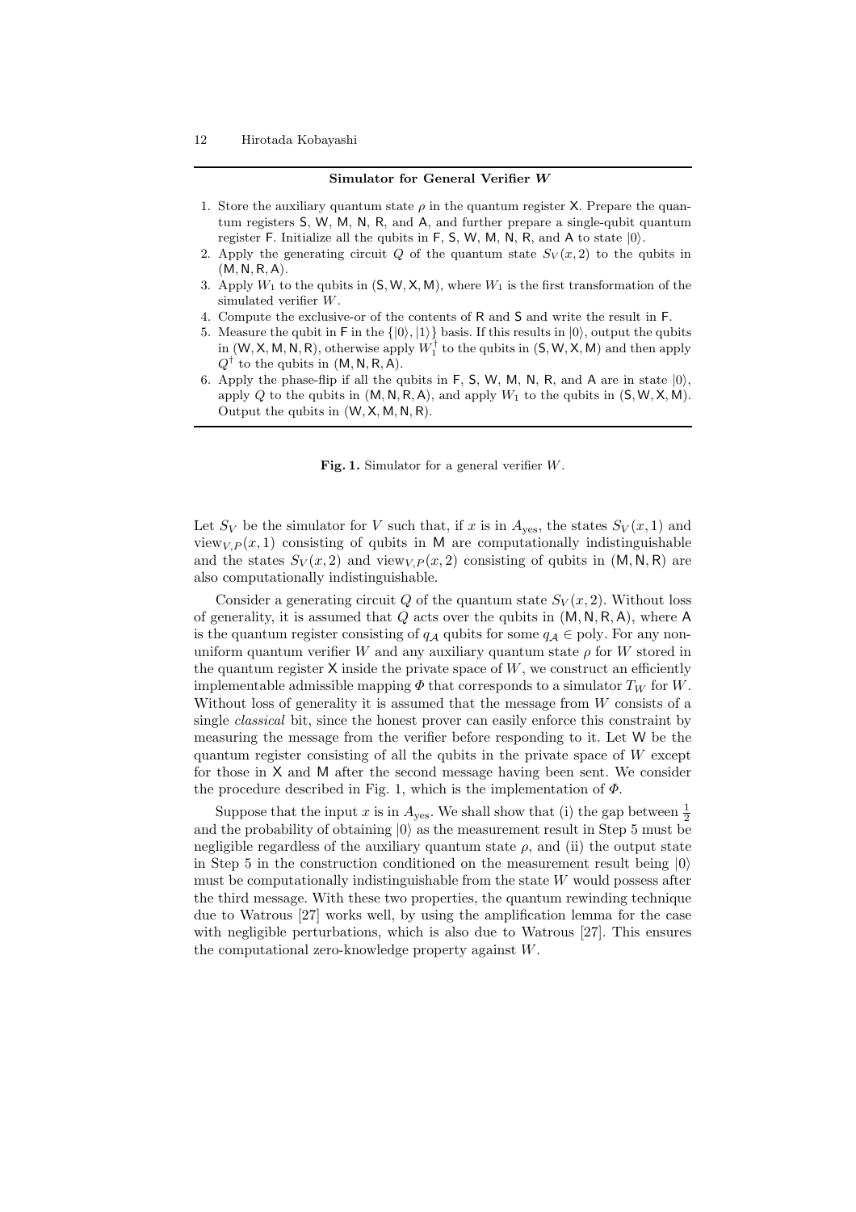**Simulator for General Verifier $W$**

1. Store the auxiliary quantum state $\rho$ in the quantum register $\mathsf{X}$. Prepare the quantum registers $\mathsf{S}$, $\mathsf{W}$, $\mathsf{M}$, $\mathsf{N}$, $\mathsf{R}$, and $\mathsf{A}$, and further prepare a single-qubit quantum register $\mathsf{F}$. Initialize all the qubits in $\mathsf{F}$, $\mathsf{S}$, $\mathsf{W}$, $\mathsf{M}$, $\mathsf{N}$, $\mathsf{R}$, and $\mathsf{A}$ to state $|0\rangle$.
2. Apply the generating circuit $Q$ of the quantum state $S_V(x, 2)$ to the qubits in $(\mathsf{M}, \mathsf{N}, \mathsf{R}, \mathsf{A})$.
3. Apply $W_1$ to the qubits in $(\mathsf{S}, \mathsf{W}, \mathsf{X}, \mathsf{M})$, where $W_1$ is the first transformation of the simulated verifier $W$.
4. Compute the exclusive-or of the contents of $\mathsf{R}$ and $\mathsf{S}$ and write the result in $\mathsf{F}$.
5. Measure the qubit in $\mathsf{F}$ in the $\{|0\rangle, |1\rangle\}$ basis. If this results in $|0\rangle$, output the qubits in $(\mathsf{W}, \mathsf{X}, \mathsf{M}, \mathsf{N}, \mathsf{R})$, otherwise apply $W_1^\dagger$ to the qubits in $(\mathsf{S}, \mathsf{W}, \mathsf{X}, \mathsf{M})$ and then apply $Q^\dagger$ to the qubits in $(\mathsf{M}, \mathsf{N}, \mathsf{R}, \mathsf{A})$.
6. Apply the phase-flip if all the qubits in $\mathsf{F}$, $\mathsf{S}$, $\mathsf{W}$, $\mathsf{M}$, $\mathsf{N}$, $\mathsf{R}$, and $\mathsf{A}$ are in state $|0\rangle$, apply $Q$ to the qubits in $(\mathsf{M}, \mathsf{N}, \mathsf{R}, \mathsf{A})$, and apply $W_1$ to the qubits in $(\mathsf{S}, \mathsf{W}, \mathsf{X}, \mathsf{M})$. Output the qubits in $(\mathsf{W}, \mathsf{X}, \mathsf{M}, \mathsf{N}, \mathsf{R})$.

**Fig. 1.** Simulator for a general verifier $W$.

Let $S_V$ be the simulator for $V$ such that, if $x$ is in $A_{\mathrm{yes}}$, the states $S_V(x, 1)$ and $\mathrm{view}_{V,P}(x, 1)$ consisting of qubits in $\mathsf{M}$ are computationally indistinguishable and the states $S_V(x, 2)$ and $\mathrm{view}_{V,P}(x, 2)$ consisting of qubits in $(\mathsf{M}, \mathsf{N}, \mathsf{R})$ are also computationally indistinguishable.

Consider a generating circuit $Q$ of the quantum state $S_V(x, 2)$. Without loss of generality, it is assumed that $Q$ acts over the qubits in $(\mathsf{M}, \mathsf{N}, \mathsf{R}, \mathsf{A})$, where $\mathsf{A}$ is the quantum register consisting of $q_{\mathcal{A}}$ qubits for some $q_{\mathcal{A}} \in \mathrm{poly}$. For any non-uniform quantum verifier $W$ and any auxiliary quantum state $\rho$ for $W$ stored in the quantum register $\mathsf{X}$ inside the private space of $W$, we construct an efficiently implementable admissible mapping $\Phi$ that corresponds to a simulator $T_W$ for $W$. Without loss of generality it is assumed that the message from $W$ consists of a single *classical* bit, since the honest prover can easily enforce this constraint by measuring the message from the verifier before responding to it. Let $\mathsf{W}$ be the quantum register consisting of all the qubits in the private space of $W$ except for those in $\mathsf{X}$ and $\mathsf{M}$ after the second message having been sent. We consider the procedure described in Fig. 1, which is the implementation of $\Phi$.

Suppose that the input $x$ is in $A_{\mathrm{yes}}$. We shall show that (i) the gap between $\frac{1}{2}$ and the probability of obtaining $|0\rangle$ as the measurement result in Step 5 must be negligible regardless of the auxiliary quantum state $\rho$, and (ii) the output state in Step 5 in the construction conditioned on the measurement result being $|0\rangle$ must be computationally indistinguishable from the state $W$ would possess after the third message. With these two properties, the quantum rewinding technique due to Watrous [27] works well, by using the amplification lemma for the case with negligible perturbations, which is also due to Watrous [27]. This ensures the computational zero-knowledge property against $W$.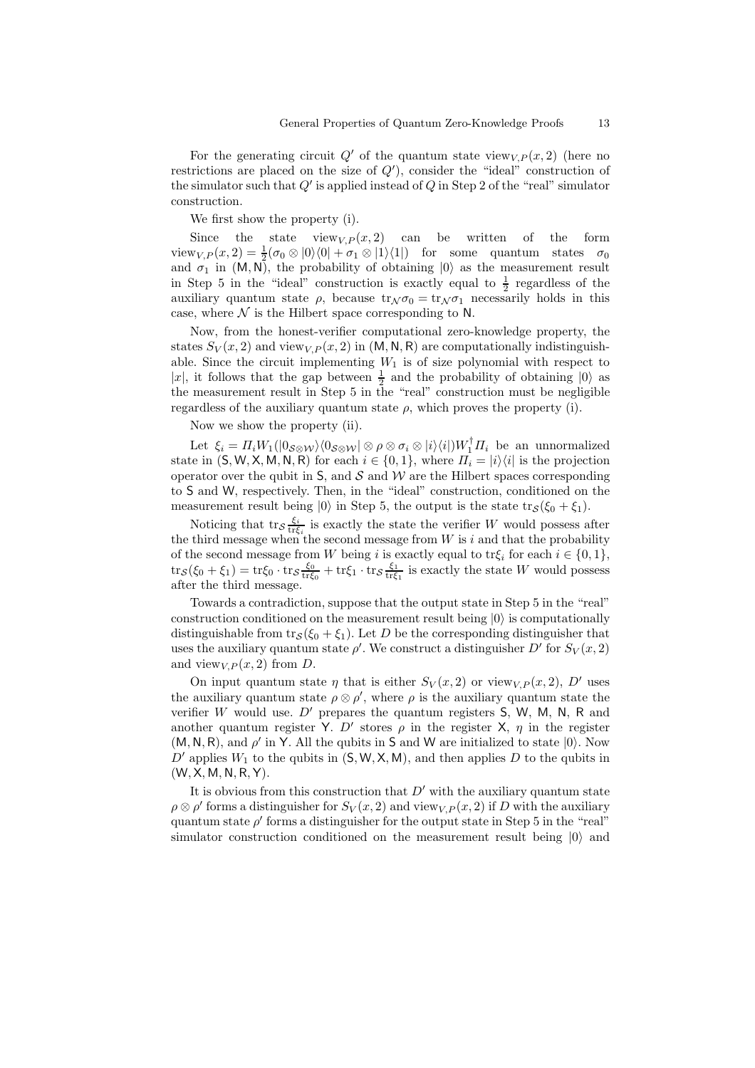For the generating circuit $Q'$ of the quantum state $\mathrm{view}_{V,P}(x,2)$ (here no restrictions are placed on the size of $Q'$), consider the "ideal" construction of the simulator such that $Q'$ is applied instead of $Q$ in Step 2 of the "real" simulator construction.

We first show the property (i).

Since the state $\mathrm{view}_{V,P}(x,2)$ can be written of the form $\mathrm{view}_{V,P}(x,2) = \frac{1}{2}(\sigma_0 \otimes |0\rangle\langle 0| + \sigma_1 \otimes |1\rangle\langle 1|)$ for some quantum states $\sigma_0$ and $\sigma_1$ in $(\mathsf{M}, \mathsf{N})$, the probability of obtaining $|0\rangle$ as the measurement result in Step 5 in the "ideal" construction is exactly equal to $\frac{1}{2}$ regardless of the auxiliary quantum state $\rho$, because $\mathrm{tr}_{\mathcal{N}} \sigma_0 = \mathrm{tr}_{\mathcal{N}} \sigma_1$ necessarily holds in this case, where $\mathcal{N}$ is the Hilbert space corresponding to $\mathsf{N}$.

Now, from the honest-verifier computational zero-knowledge property, the states $S_V(x,2)$ and $\mathrm{view}_{V,P}(x,2)$ in $(\mathsf{M}, \mathsf{N}, \mathsf{R})$ are computationally indistinguishable. Since the circuit implementing $W_1$ is of size polynomial with respect to $|x|$, it follows that the gap between $\frac{1}{2}$ and the probability of obtaining $|0\rangle$ as the measurement result in Step 5 in the "real" construction must be negligible regardless of the auxiliary quantum state $\rho$, which proves the property (i).

Now we show the property (ii).

Let $\xi_i = \Pi_i W_1 (|0_{\mathcal{S}\otimes\mathcal{W}}\rangle\langle 0_{\mathcal{S}\otimes\mathcal{W}}| \otimes \rho \otimes \sigma_i \otimes |i\rangle\langle i|) W_1^\dagger \Pi_i$ be an unnormalized state in $(\mathsf{S}, \mathsf{W}, \mathsf{X}, \mathsf{M}, \mathsf{N}, \mathsf{R})$ for each $i \in \{0,1\}$, where $\Pi_i = |i\rangle\langle i|$ is the projection operator over the qubit in $\mathsf{S}$, and $\mathcal{S}$ and $\mathcal{W}$ are the Hilbert spaces corresponding to $\mathsf{S}$ and $\mathsf{W}$, respectively. Then, in the "ideal" construction, conditioned on the measurement result being $|0\rangle$ in Step 5, the output is the state $\mathrm{tr}_{\mathcal{S}}(\xi_0 + \xi_1)$.

Noticing that $\mathrm{tr}_{\mathcal{S}} \frac{\xi_i}{\mathrm{tr}\xi_i}$ is exactly the state the verifier $W$ would possess after the third message when the second message from $W$ is $i$ and that the probability of the second message from $W$ being $i$ is exactly equal to $\mathrm{tr}\xi_i$ for each $i \in \{0,1\}$, $\mathrm{tr}_{\mathcal{S}}(\xi_0 + \xi_1) = \mathrm{tr}\xi_0 \cdot \mathrm{tr}_{\mathcal{S}} \frac{\xi_0}{\mathrm{tr}\xi_0} + \mathrm{tr}\xi_1 \cdot \mathrm{tr}_{\mathcal{S}} \frac{\xi_1}{\mathrm{tr}\xi_1}$ is exactly the state $W$ would possess after the third message.

Towards a contradiction, suppose that the output state in Step 5 in the "real" construction conditioned on the measurement result being $|0\rangle$ is computationally distinguishable from $\mathrm{tr}_{\mathcal{S}}(\xi_0 + \xi_1)$. Let $D$ be the corresponding distinguisher that uses the auxiliary quantum state $\rho'$. We construct a distinguisher $D'$ for $S_V(x,2)$ and $\mathrm{view}_{V,P}(x,2)$ from $D$.

On input quantum state $\eta$ that is either $S_V(x,2)$ or $\mathrm{view}_{V,P}(x,2)$, $D'$ uses the auxiliary quantum state $\rho \otimes \rho'$, where $\rho$ is the auxiliary quantum state the verifier $W$ would use. $D'$ prepares the quantum registers $\mathsf{S}$, $\mathsf{W}$, $\mathsf{M}$, $\mathsf{N}$, $\mathsf{R}$ and another quantum register $\mathsf{Y}$. $D'$ stores $\rho$ in the register $\mathsf{X}$, $\eta$ in the register $(\mathsf{M}, \mathsf{N}, \mathsf{R})$, and $\rho'$ in $\mathsf{Y}$. All the qubits in $\mathsf{S}$ and $\mathsf{W}$ are initialized to state $|0\rangle$. Now $D'$ applies $W_1$ to the qubits in $(\mathsf{S}, \mathsf{W}, \mathsf{X}, \mathsf{M})$, and then applies $D$ to the qubits in $(\mathsf{W}, \mathsf{X}, \mathsf{M}, \mathsf{N}, \mathsf{R}, \mathsf{Y})$.

It is obvious from this construction that $D'$ with the auxiliary quantum state $\rho \otimes \rho'$ forms a distinguisher for $S_V(x,2)$ and $\mathrm{view}_{V,P}(x,2)$ if $D$ with the auxiliary quantum state $\rho'$ forms a distinguisher for the output state in Step 5 in the "real" simulator construction conditioned on the measurement result being $|0\rangle$ and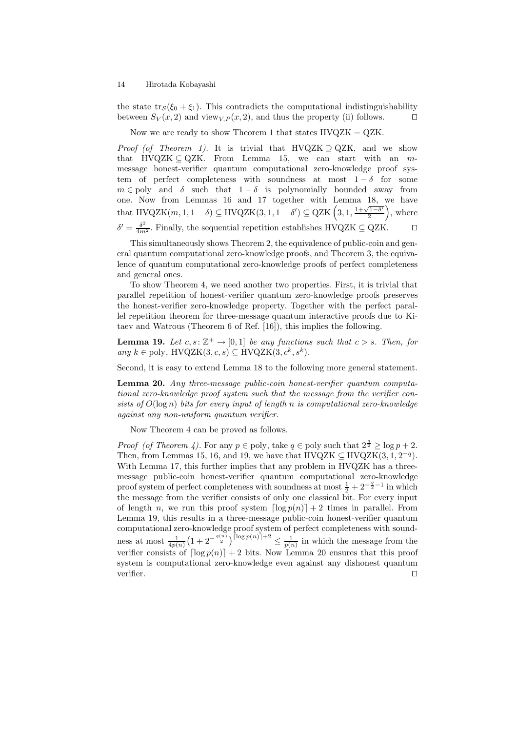the state $\mathrm{tr}_{\mathcal{S}}(\xi_0 + \xi_1)$. This contradicts the computational indistinguishability between $S_V(x, 2)$ and $\mathrm{view}_{V,P}(x, 2)$, and thus the property (ii) follows. $\square$

Now we are ready to show Theorem 1 that states HVQZK = QZK.

*Proof (of Theorem 1).* It is trivial that HVQZK $\supseteq$ QZK, and we show that HVQZK $\subseteq$ QZK. From Lemma 15, we can start with an $m$-message honest-verifier quantum computational zero-knowledge proof system of perfect completeness with soundness at most $1 - \delta$ for some $m \in \mathrm{poly}$ and $\delta$ such that $1 - \delta$ is polynomially bounded away from one. Now from Lemmas 16 and 17 together with Lemma 18, we have that $\mathrm{HVQZK}(m, 1, 1 - \delta) \subseteq \mathrm{HVQZK}(3, 1, 1 - \delta') \subseteq \mathrm{QZK}\left(3, 1, \frac{1+\sqrt{1-\delta'}}{2}\right)$, where $\delta' = \frac{\delta^2}{4m^2}$. Finally, the sequential repetition establishes HVQZK $\subseteq$ QZK. $\square$

This simultaneously shows Theorem 2, the equivalence of public-coin and general quantum computational zero-knowledge proofs, and Theorem 3, the equivalence of quantum computational zero-knowledge proofs of perfect completeness and general ones.

To show Theorem 4, we need another two properties. First, it is trivial that parallel repetition of honest-verifier quantum zero-knowledge proofs preserves the honest-verifier zero-knowledge property. Together with the perfect parallel repetition theorem for three-message quantum interactive proofs due to Kitaev and Watrous (Theorem 6 of Ref. [16]), this implies the following.

**Lemma 19.** *Let $c, s \colon \mathbb{Z}^+ \to [0, 1]$ be any functions such that $c > s$. Then, for any $k \in \mathrm{poly}$, $\mathrm{HVQZK}(3, c, s) \subseteq \mathrm{HVQZK}(3, c^k, s^k)$.*

Second, it is easy to extend Lemma 18 to the following more general statement.

**Lemma 20.** *Any three-message public-coin honest-verifier quantum computational zero-knowledge proof system such that the message from the verifier consists of $O(\log n)$ bits for every input of length $n$ is computational zero-knowledge against any non-uniform quantum verifier.*

Now Theorem 4 can be proved as follows.

*Proof (of Theorem 4).* For any $p \in \mathrm{poly}$, take $q \in \mathrm{poly}$ such that $2^{\frac{q}{2}} \geq \log p + 2$. Then, from Lemmas 15, 16, and 19, we have that $\mathrm{HVQZK} \subseteq \mathrm{HVQZK}(3, 1, 2^{-q})$. With Lemma 17, this further implies that any problem in HVQZK has a three-message public-coin honest-verifier quantum computational zero-knowledge proof system of perfect completeness with soundness at most $\frac{1}{2} + 2^{-\frac{q}{2}-1}$ in which the message from the verifier consists of only one classical bit. For every input of length $n$, we run this proof system $\lceil \log p(n) \rceil + 2$ times in parallel. From Lemma 19, this results in a three-message public-coin honest-verifier quantum computational zero-knowledge proof system of perfect completeness with soundness at most $\frac{1}{4p(n)}\left(1 + 2^{-\frac{q(n)}{2}}\right)^{\lceil \log p(n) \rceil + 2} \leq \frac{1}{p(n)}$ in which the message from the verifier consists of $\lceil \log p(n) \rceil + 2$ bits. Now Lemma 20 ensures that this proof system is computational zero-knowledge even against any dishonest quantum verifier. $\square$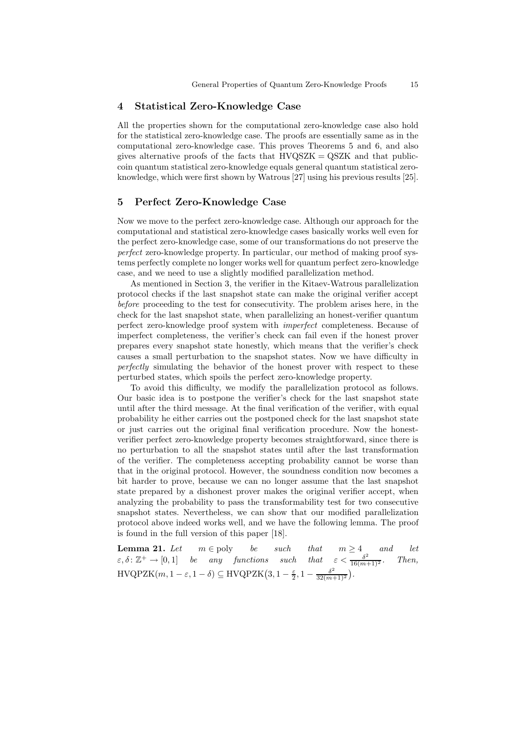## 4 Statistical Zero-Knowledge Case

All the properties shown for the computational zero-knowledge case also hold for the statistical zero-knowledge case. The proofs are essentially same as in the computational zero-knowledge case. This proves Theorems 5 and 6, and also gives alternative proofs of the facts that HVQSZK = QSZK and that public-coin quantum statistical zero-knowledge equals general quantum statistical zero-knowledge, which were first shown by Watrous [27] using his previous results [25].

## 5 Perfect Zero-Knowledge Case

Now we move to the perfect zero-knowledge case. Although our approach for the computational and statistical zero-knowledge cases basically works well even for the perfect zero-knowledge case, some of our transformations do not preserve the *perfect* zero-knowledge property. In particular, our method of making proof systems perfectly complete no longer works well for quantum perfect zero-knowledge case, and we need to use a slightly modified parallelization method.

As mentioned in Section 3, the verifier in the Kitaev-Watrous parallelization protocol checks if the last snapshot state can make the original verifier accept *before* proceeding to the test for consecutivity. The problem arises here, in the check for the last snapshot state, when parallelizing an honest-verifier quantum perfect zero-knowledge proof system with *imperfect* completeness. Because of imperfect completeness, the verifier's check can fail even if the honest prover prepares every snapshot state honestly, which means that the verifier's check causes a small perturbation to the snapshot states. Now we have difficulty in *perfectly* simulating the behavior of the honest prover with respect to these perturbed states, which spoils the perfect zero-knowledge property.

To avoid this difficulty, we modify the parallelization protocol as follows. Our basic idea is to postpone the verifier's check for the last snapshot state until after the third message. At the final verification of the verifier, with equal probability he either carries out the postponed check for the last snapshot state or just carries out the original final verification procedure. Now the honest-verifier perfect zero-knowledge property becomes straightforward, since there is no perturbation to all the snapshot states until after the last transformation of the verifier. The completeness accepting probability cannot be worse than that in the original protocol. However, the soundness condition now becomes a bit harder to prove, because we can no longer assume that the last snapshot state prepared by a dishonest prover makes the original verifier accept, when analyzing the probability to pass the transformability test for two consecutive snapshot states. Nevertheless, we can show that our modified parallelization protocol above indeed works well, and we have the following lemma. The proof is found in the full version of this paper [18].

**Lemma 21.** *Let* $m \in \mathrm{poly}$ *be such that* $m \geq 4$ *and let* $\varepsilon, \delta \colon \mathbb{Z}^+ \to [0,1]$ *be any functions such that* $\varepsilon < \frac{\delta^2}{16(m+1)^2}$. *Then,* $\mathrm{HVQPZK}(m, 1-\varepsilon, 1-\delta) \subseteq \mathrm{HVQPZK}\big(3, 1-\frac{\varepsilon}{2}, 1-\frac{\delta^2}{32(m+1)^2}\big)$.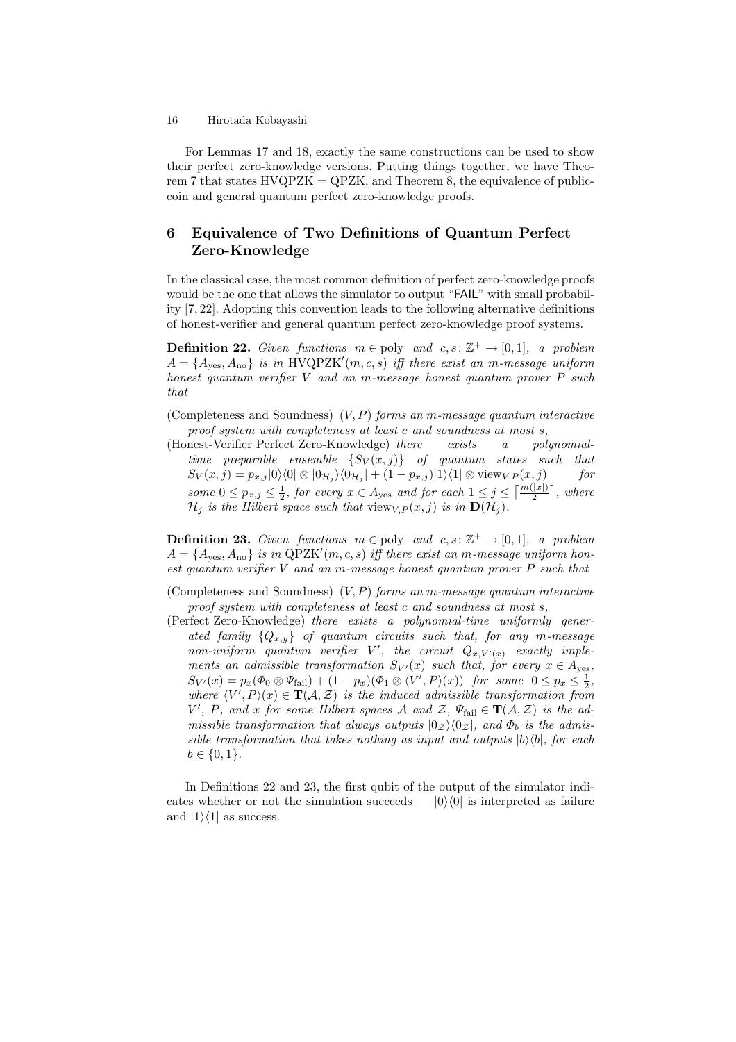For Lemmas 17 and 18, exactly the same constructions can be used to show their perfect zero-knowledge versions. Putting things together, we have Theorem 7 that states $\mathrm{HVQPZK} = \mathrm{QPZK}$, and Theorem 8, the equivalence of public-coin and general quantum perfect zero-knowledge proofs.

## 6 Equivalence of Two Definitions of Quantum Perfect Zero-Knowledge

In the classical case, the most common definition of perfect zero-knowledge proofs would be the one that allows the simulator to output "FAIL" with small probability [7, 22]. Adopting this convention leads to the following alternative definitions of honest-verifier and general quantum perfect zero-knowledge proof systems.

**Definition 22.** *Given functions $m \in \mathrm{poly}$ and $c, s \colon \mathbb{Z}^+ \to [0,1]$, a problem $A = \{A_{\mathrm{yes}}, A_{\mathrm{no}}\}$ is in $\mathrm{HVQPZK}'(m,c,s)$ iff there exist an $m$-message uniform honest quantum verifier $V$ and an $m$-message honest quantum prover $P$ such that*

(Completeness and Soundness) *$(V,P)$ forms an $m$-message quantum interactive proof system with completeness at least $c$ and soundness at most $s$,*

(Honest-Verifier Perfect Zero-Knowledge) *there exists a polynomial-time preparable ensemble $\{S_V(x,j)\}$ of quantum states such that $S_V(x,j) = p_{x,j}|0\rangle\langle 0| \otimes |0_{\mathcal{H}_j}\rangle\langle 0_{\mathcal{H}_j}| + (1-p_{x,j})|1\rangle\langle 1| \otimes \mathrm{view}_{V,P}(x,j)$ for some $0 \leq p_{x,j} \leq \frac{1}{2}$, for every $x \in A_{\mathrm{yes}}$ and for each $1 \leq j \leq \lceil \frac{m(|x|)}{2} \rceil$, where $\mathcal{H}_j$ is the Hilbert space such that $\mathrm{view}_{V,P}(x,j)$ is in $\mathbf{D}(\mathcal{H}_j)$.*

**Definition 23.** *Given functions $m \in \mathrm{poly}$ and $c, s \colon \mathbb{Z}^+ \to [0,1]$, a problem $A = \{A_{\mathrm{yes}}, A_{\mathrm{no}}\}$ is in $\mathrm{QPZK}'(m,c,s)$ iff there exist an $m$-message uniform honest quantum verifier $V$ and an $m$-message honest quantum prover $P$ such that*

(Completeness and Soundness) *$(V,P)$ forms an $m$-message quantum interactive proof system with completeness at least $c$ and soundness at most $s$,*

(Perfect Zero-Knowledge) *there exists a polynomial-time uniformly generated family $\{Q_{x,y}\}$ of quantum circuits such that, for any $m$-message non-uniform quantum verifier $V'$, the circuit $Q_{x,V'(x)}$ exactly implements an admissible transformation $S_{V'}(x)$ such that, for every $x \in A_{\mathrm{yes}}$, $S_{V'}(x) = p_x(\Phi_0 \otimes \Psi_{\mathrm{fail}}) + (1-p_x)(\Phi_1 \otimes \langle V', P\rangle(x))$ for some $0 \leq p_x \leq \frac{1}{2}$, where $\langle V', P\rangle(x) \in \mathbf{T}(\mathcal{A}, \mathcal{Z})$ is the induced admissible transformation from $V'$, $P$, and $x$ for some Hilbert spaces $\mathcal{A}$ and $\mathcal{Z}$, $\Psi_{\mathrm{fail}} \in \mathbf{T}(\mathcal{A}, \mathcal{Z})$ is the admissible transformation that always outputs $|0_{\mathcal{Z}}\rangle\langle 0_{\mathcal{Z}}|$, and $\Phi_b$ is the admissible transformation that takes nothing as input and outputs $|b\rangle\langle b|$, for each $b \in \{0,1\}$.*

In Definitions 22 and 23, the first qubit of the output of the simulator indicates whether or not the simulation succeeds — $|0\rangle\langle 0|$ is interpreted as failure and $|1\rangle\langle 1|$ as success.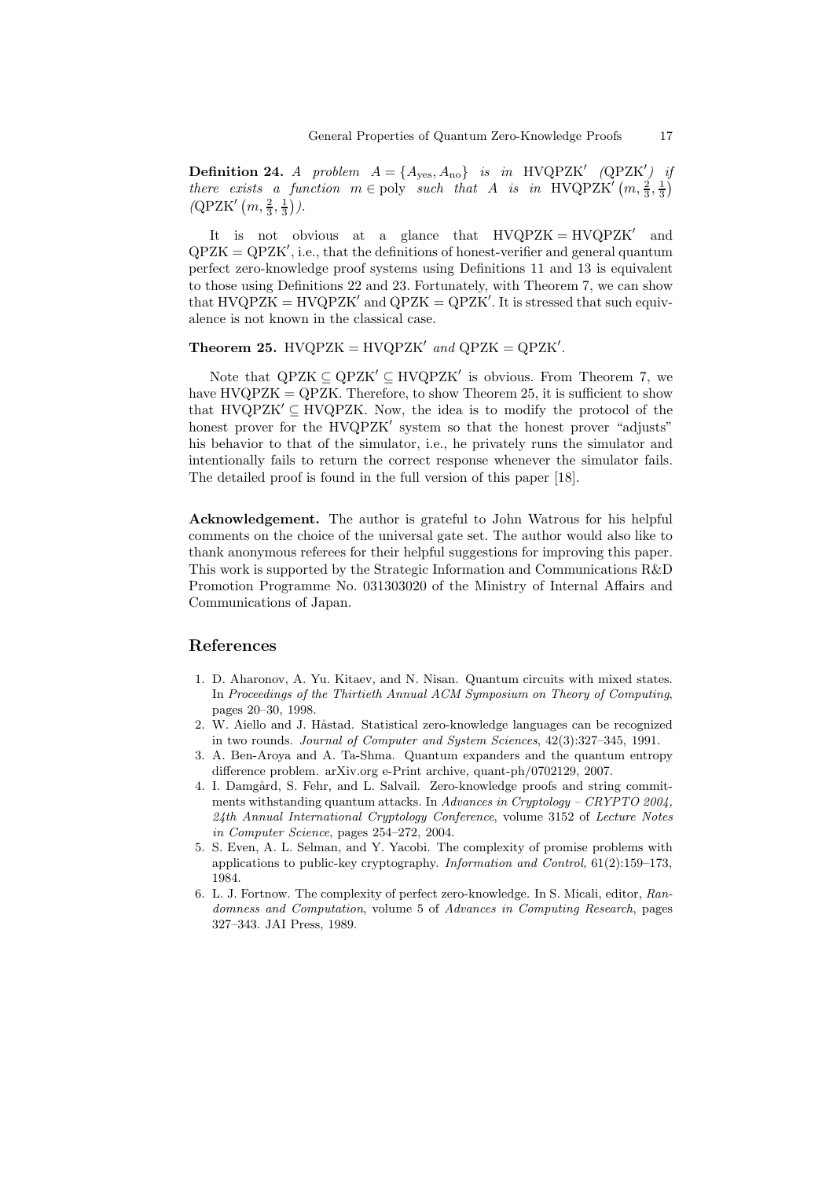**Definition 24.** *A problem* $A = \{A_{\mathrm{yes}}, A_{\mathrm{no}}\}$ *is in* $\mathrm{HVQPZK}'$ *(*$\mathrm{QPZK}'$*) if there exists a function* $m \in \mathrm{poly}$ *such that* $A$ *is in* $\mathrm{HVQPZK}'\left(m, \frac{2}{3}, \frac{1}{3}\right)$ *(*$\mathrm{QPZK}'\left(m, \frac{2}{3}, \frac{1}{3}\right)$*).*

It is not obvious at a glance that $\mathrm{HVQPZK} = \mathrm{HVQPZK}'$ and $\mathrm{QPZK} = \mathrm{QPZK}'$, i.e., that the definitions of honest-verifier and general quantum perfect zero-knowledge proof systems using Definitions 11 and 13 is equivalent to those using Definitions 22 and 23. Fortunately, with Theorem 7, we can show that $\mathrm{HVQPZK} = \mathrm{HVQPZK}'$ and $\mathrm{QPZK} = \mathrm{QPZK}'$. It is stressed that such equivalence is not known in the classical case.

**Theorem 25.** $\mathrm{HVQPZK} = \mathrm{HVQPZK}'$ *and* $\mathrm{QPZK} = \mathrm{QPZK}'$.

Note that $\mathrm{QPZK} \subseteq \mathrm{QPZK}' \subseteq \mathrm{HVQPZK}'$ is obvious. From Theorem 7, we have $\mathrm{HVQPZK} = \mathrm{QPZK}$. Therefore, to show Theorem 25, it is sufficient to show that $\mathrm{HVQPZK}' \subseteq \mathrm{HVQPZK}$. Now, the idea is to modify the protocol of the honest prover for the $\mathrm{HVQPZK}'$ system so that the honest prover "adjusts" his behavior to that of the simulator, i.e., he privately runs the simulator and intentionally fails to return the correct response whenever the simulator fails. The detailed proof is found in the full version of this paper [18].

**Acknowledgement.** The author is grateful to John Watrous for his helpful comments on the choice of the universal gate set. The author would also like to thank anonymous referees for their helpful suggestions for improving this paper. This work is supported by the Strategic Information and Communications R&D Promotion Programme No. 031303020 of the Ministry of Internal Affairs and Communications of Japan.

## References

1. D. Aharonov, A. Yu. Kitaev, and N. Nisan. Quantum circuits with mixed states. In *Proceedings of the Thirtieth Annual ACM Symposium on Theory of Computing*, pages 20–30, 1998.
2. W. Aiello and J. Håstad. Statistical zero-knowledge languages can be recognized in two rounds. *Journal of Computer and System Sciences*, 42(3):327–345, 1991.
3. A. Ben-Aroya and A. Ta-Shma. Quantum expanders and the quantum entropy difference problem. arXiv.org e-Print archive, quant-ph/0702129, 2007.
4. I. Damgård, S. Fehr, and L. Salvail. Zero-knowledge proofs and string commitments withstanding quantum attacks. In *Advances in Cryptology – CRYPTO 2004, 24th Annual International Cryptology Conference*, volume 3152 of *Lecture Notes in Computer Science*, pages 254–272, 2004.
5. S. Even, A. L. Selman, and Y. Yacobi. The complexity of promise problems with applications to public-key cryptography. *Information and Control*, 61(2):159–173, 1984.
6. L. J. Fortnow. The complexity of perfect zero-knowledge. In S. Micali, editor, *Randomness and Computation*, volume 5 of *Advances in Computing Research*, pages 327–343. JAI Press, 1989.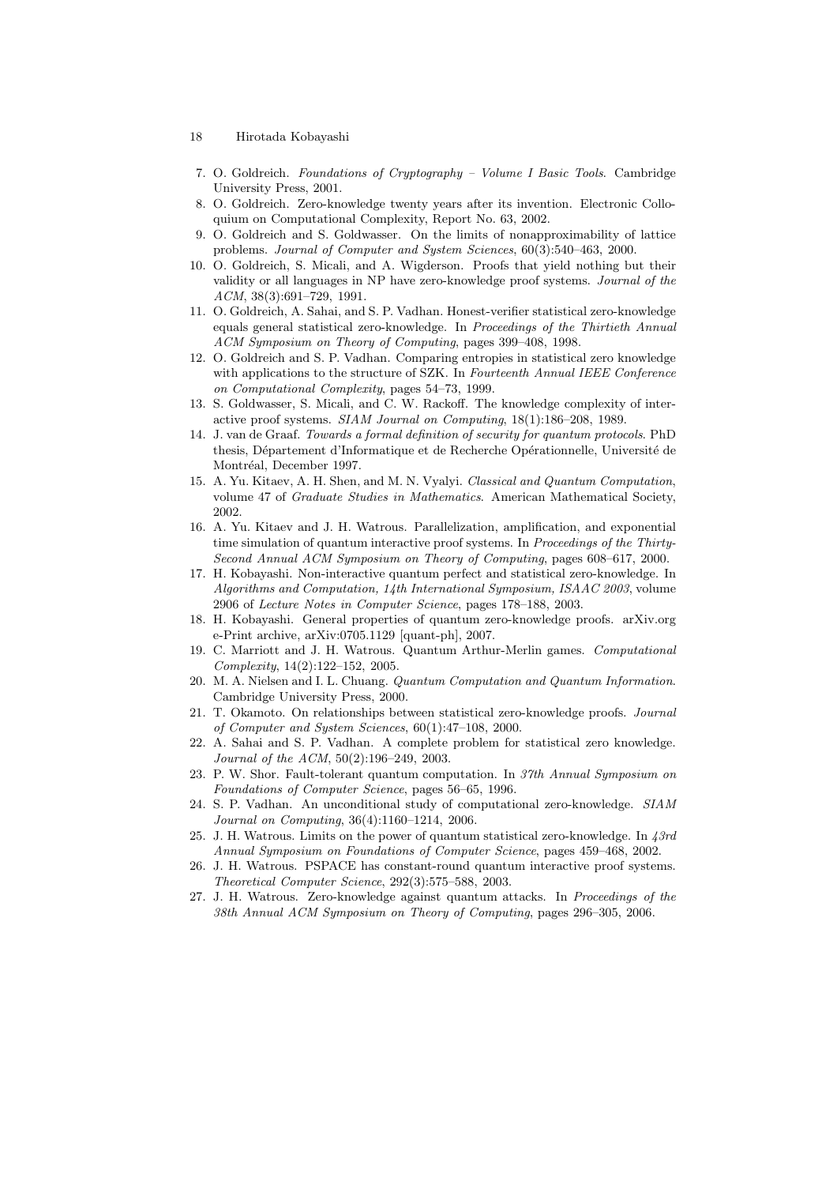7. O. Goldreich. *Foundations of Cryptography – Volume I Basic Tools*. Cambridge University Press, 2001.
8. O. Goldreich. Zero-knowledge twenty years after its invention. Electronic Colloquium on Computational Complexity, Report No. 63, 2002.
9. O. Goldreich and S. Goldwasser. On the limits of nonapproximability of lattice problems. *Journal of Computer and System Sciences*, 60(3):540–463, 2000.
10. O. Goldreich, S. Micali, and A. Wigderson. Proofs that yield nothing but their validity or all languages in NP have zero-knowledge proof systems. *Journal of the ACM*, 38(3):691–729, 1991.
11. O. Goldreich, A. Sahai, and S. P. Vadhan. Honest-verifier statistical zero-knowledge equals general statistical zero-knowledge. In *Proceedings of the Thirtieth Annual ACM Symposium on Theory of Computing*, pages 399–408, 1998.
12. O. Goldreich and S. P. Vadhan. Comparing entropies in statistical zero knowledge with applications to the structure of SZK. In *Fourteenth Annual IEEE Conference on Computational Complexity*, pages 54–73, 1999.
13. S. Goldwasser, S. Micali, and C. W. Rackoff. The knowledge complexity of interactive proof systems. *SIAM Journal on Computing*, 18(1):186–208, 1989.
14. J. van de Graaf. *Towards a formal definition of security for quantum protocols*. PhD thesis, Département d'Informatique et de Recherche Opérationnelle, Université de Montréal, December 1997.
15. A. Yu. Kitaev, A. H. Shen, and M. N. Vyalyi. *Classical and Quantum Computation*, volume 47 of *Graduate Studies in Mathematics*. American Mathematical Society, 2002.
16. A. Yu. Kitaev and J. H. Watrous. Parallelization, amplification, and exponential time simulation of quantum interactive proof systems. In *Proceedings of the Thirty-Second Annual ACM Symposium on Theory of Computing*, pages 608–617, 2000.
17. H. Kobayashi. Non-interactive quantum perfect and statistical zero-knowledge. In *Algorithms and Computation, 14th International Symposium, ISAAC 2003*, volume 2906 of *Lecture Notes in Computer Science*, pages 178–188, 2003.
18. H. Kobayashi. General properties of quantum zero-knowledge proofs. arXiv.org e-Print archive, arXiv:0705.1129 [quant-ph], 2007.
19. C. Marriott and J. H. Watrous. Quantum Arthur-Merlin games. *Computational Complexity*, 14(2):122–152, 2005.
20. M. A. Nielsen and I. L. Chuang. *Quantum Computation and Quantum Information*. Cambridge University Press, 2000.
21. T. Okamoto. On relationships between statistical zero-knowledge proofs. *Journal of Computer and System Sciences*, 60(1):47–108, 2000.
22. A. Sahai and S. P. Vadhan. A complete problem for statistical zero knowledge. *Journal of the ACM*, 50(2):196–249, 2003.
23. P. W. Shor. Fault-tolerant quantum computation. In *37th Annual Symposium on Foundations of Computer Science*, pages 56–65, 1996.
24. S. P. Vadhan. An unconditional study of computational zero-knowledge. *SIAM Journal on Computing*, 36(4):1160–1214, 2006.
25. J. H. Watrous. Limits on the power of quantum statistical zero-knowledge. In *43rd Annual Symposium on Foundations of Computer Science*, pages 459–468, 2002.
26. J. H. Watrous. PSPACE has constant-round quantum interactive proof systems. *Theoretical Computer Science*, 292(3):575–588, 2003.
27. J. H. Watrous. Zero-knowledge against quantum attacks. In *Proceedings of the 38th Annual ACM Symposium on Theory of Computing*, pages 296–305, 2006.